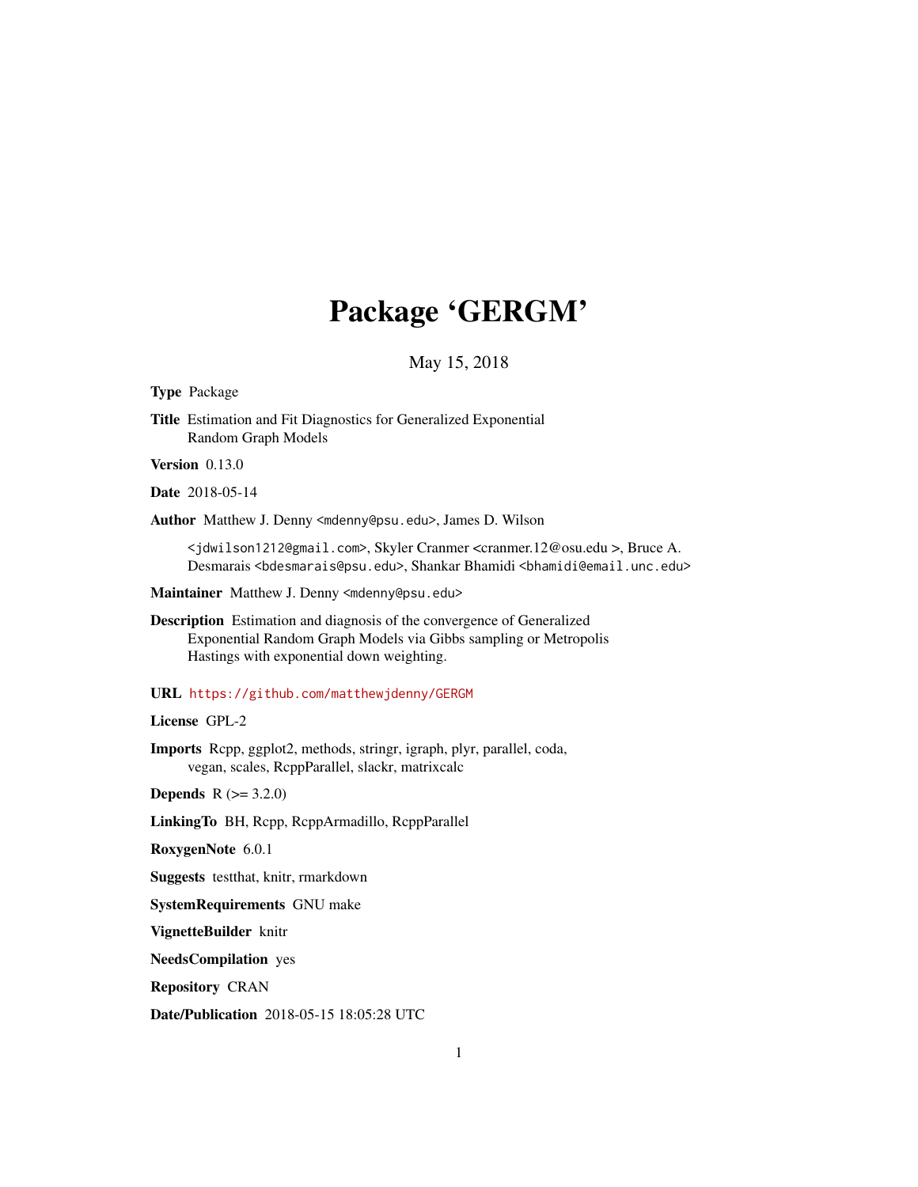# Package 'GERGM'

May 15, 2018

**Type** Package

**Title** Estimation and Fit Diagnostics for Generalized Exponential Random Graph Models

**Version** 0.13.0

**Date** 2018-05-14

**Author** Matthew J. Denny <mdenny@psu.edu>, James D. Wilson <jdwilson1212@gmail.com>, Skyler Cranmer <cranmer.12@osu.edu >, Bruce A. Desmarais <bdesmarais@psu.edu>, Shankar Bhamidi <bhamidi@email.unc.edu>

**Maintainer** Matthew J. Denny <mdenny@psu.edu>

**Description** Estimation and diagnosis of the convergence of Generalized Exponential Random Graph Models via Gibbs sampling or Metropolis Hastings with exponential down weighting.

**URL** https://github.com/matthewjdenny/GERGM

**License** GPL-2

**Imports** Rcpp, ggplot2, methods, stringr, igraph, plyr, parallel, coda, vegan, scales, RcppParallel, slackr, matrixcalc

**Depends** R (>= 3.2.0)

**LinkingTo** BH, Rcpp, RcppArmadillo, RcppParallel

**RoxygenNote** 6.0.1

**Suggests** testthat, knitr, rmarkdown

**SystemRequirements** GNU make

**VignetteBuilder** knitr

**NeedsCompilation** yes

**Repository** CRAN

**Date/Publication** 2018-05-15 18:05:28 UTC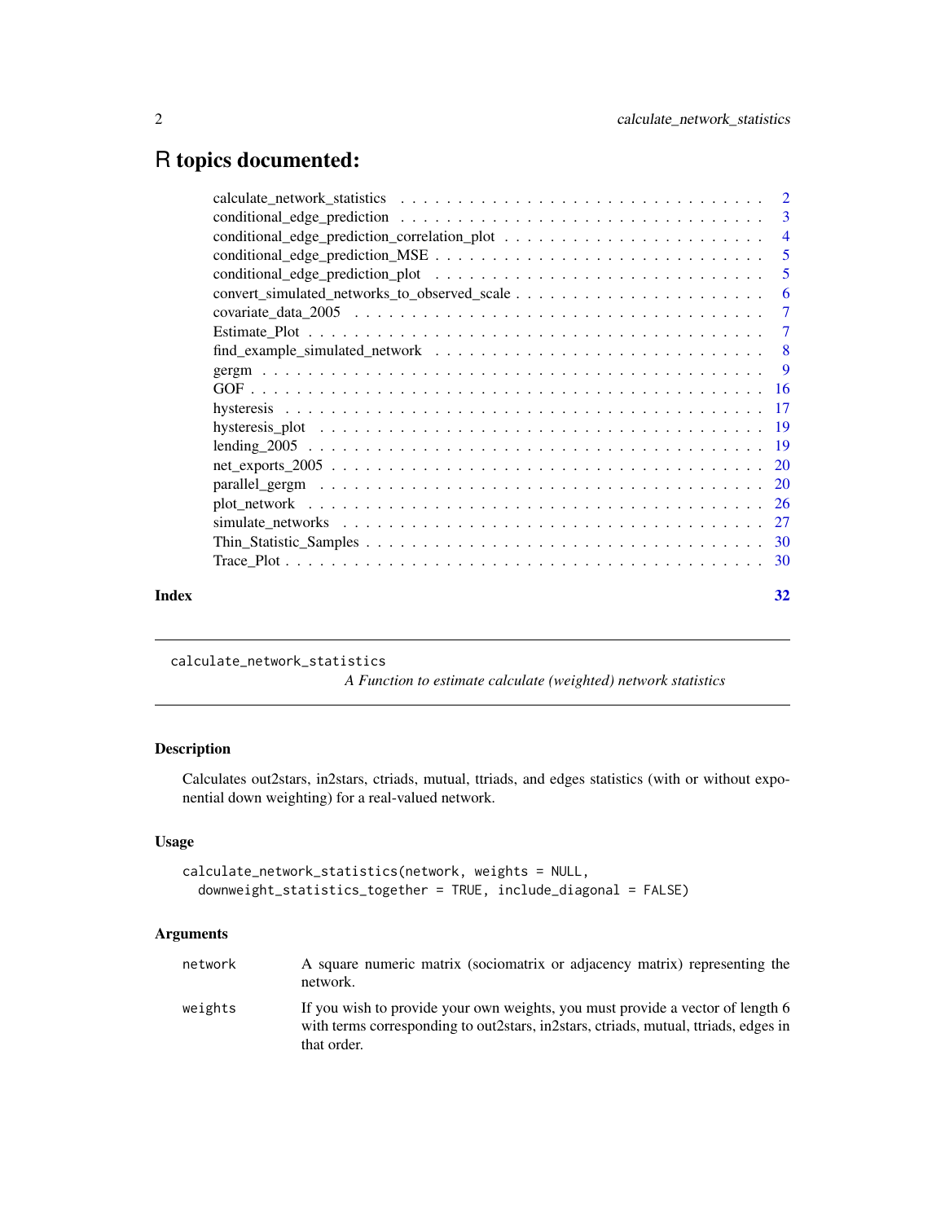# R topics documented:

| | |
|---|---|
| calculate_network_statistics | 2 |
| conditional_edge_prediction | 3 |
| conditional_edge_prediction_correlation_plot | 4 |
| conditional_edge_prediction_MSE | 5 |
| conditional_edge_prediction_plot | 5 |
| convert_simulated_networks_to_observed_scale | 6 |
| covariate_data_2005 | 7 |
| Estimate_Plot | 7 |
| find_example_simulated_network | 8 |
| gergm | 9 |
| GOF | 16 |
| hysteresis | 17 |
| hysteresis_plot | 19 |
| lending_2005 | 19 |
| net_exports_2005 | 20 |
| parallel_gergm | 20 |
| plot_network | 26 |
| simulate_networks | 27 |
| Thin_Statistic_Samples | 30 |
| Trace_Plot | 30 |
| **Index** | **32** |

---

## calculate_network_statistics

*A Function to estimate calculate (weighted) network statistics*

---

### Description

Calculates out2stars, in2stars, ctriads, mutual, ttriads, and edges statistics (with or without exponential down weighting) for a real-valued network.

### Usage

```
calculate_network_statistics(network, weights = NULL,
  downweight_statistics_together = TRUE, include_diagonal = FALSE)
```

### Arguments

| | |
|---|---|
| network | A square numeric matrix (sociomatrix or adjacency matrix) representing the network. |
| weights | If you wish to provide your own weights, you must provide a vector of length 6 with terms corresponding to out2stars, in2stars, ctriads, mutual, ttriads, edges in that order. |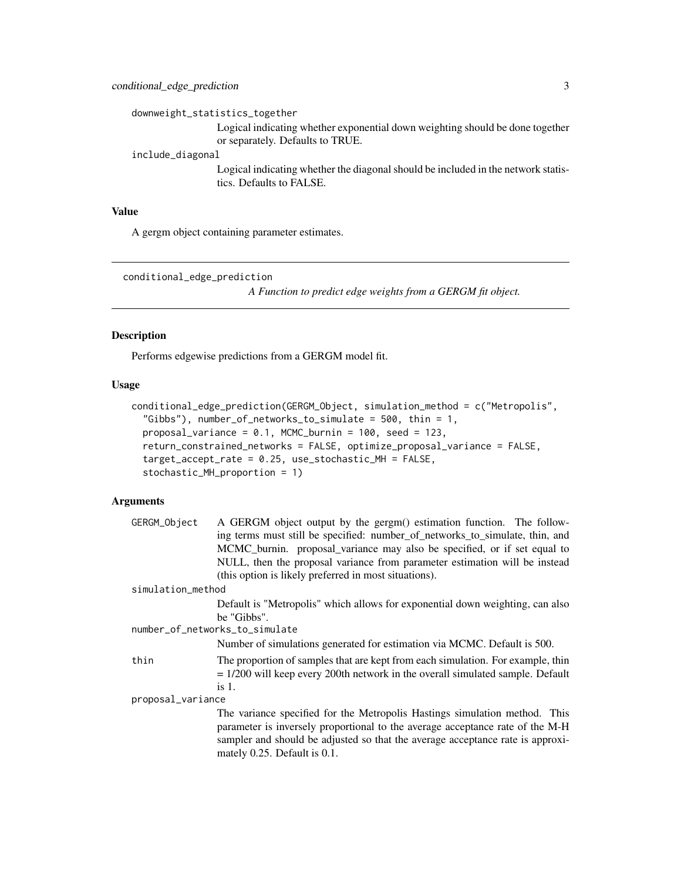downweight_statistics_together
: Logical indicating whether exponential down weighting should be done together or separately. Defaults to TRUE.

include_diagonal
: Logical indicating whether the diagonal should be included in the network statistics. Defaults to FALSE.

### Value

A gergm object containing parameter estimates.

---

## conditional_edge_prediction — *A Function to predict edge weights from a GERGM fit object.*

---

### Description

Performs edgewise predictions from a GERGM model fit.

### Usage

```
conditional_edge_prediction(GERGM_Object, simulation_method = c("Metropolis",
  "Gibbs"), number_of_networks_to_simulate = 500, thin = 1,
  proposal_variance = 0.1, MCMC_burnin = 100, seed = 123,
  return_constrained_networks = FALSE, optimize_proposal_variance = FALSE,
  target_accept_rate = 0.25, use_stochastic_MH = FALSE,
  stochastic_MH_proportion = 1)
```

### Arguments

GERGM_Object
: A GERGM object output by the gergm() estimation function. The following terms must still be specified: number_of_networks_to_simulate, thin, and MCMC_burnin. proposal_variance may also be specified, or if set equal to NULL, then the proposal variance from parameter estimation will be instead (this option is likely preferred in most situations).

simulation_method
: Default is "Metropolis" which allows for exponential down weighting, can also be "Gibbs".

number_of_networks_to_simulate
: Number of simulations generated for estimation via MCMC. Default is 500.

thin
: The proportion of samples that are kept from each simulation. For example, thin = 1/200 will keep every 200th network in the overall simulated sample. Default is 1.

proposal_variance
: The variance specified for the Metropolis Hastings simulation method. This parameter is inversely proportional to the average acceptance rate of the M-H sampler and should be adjusted so that the average acceptance rate is approximately 0.25. Default is 0.1.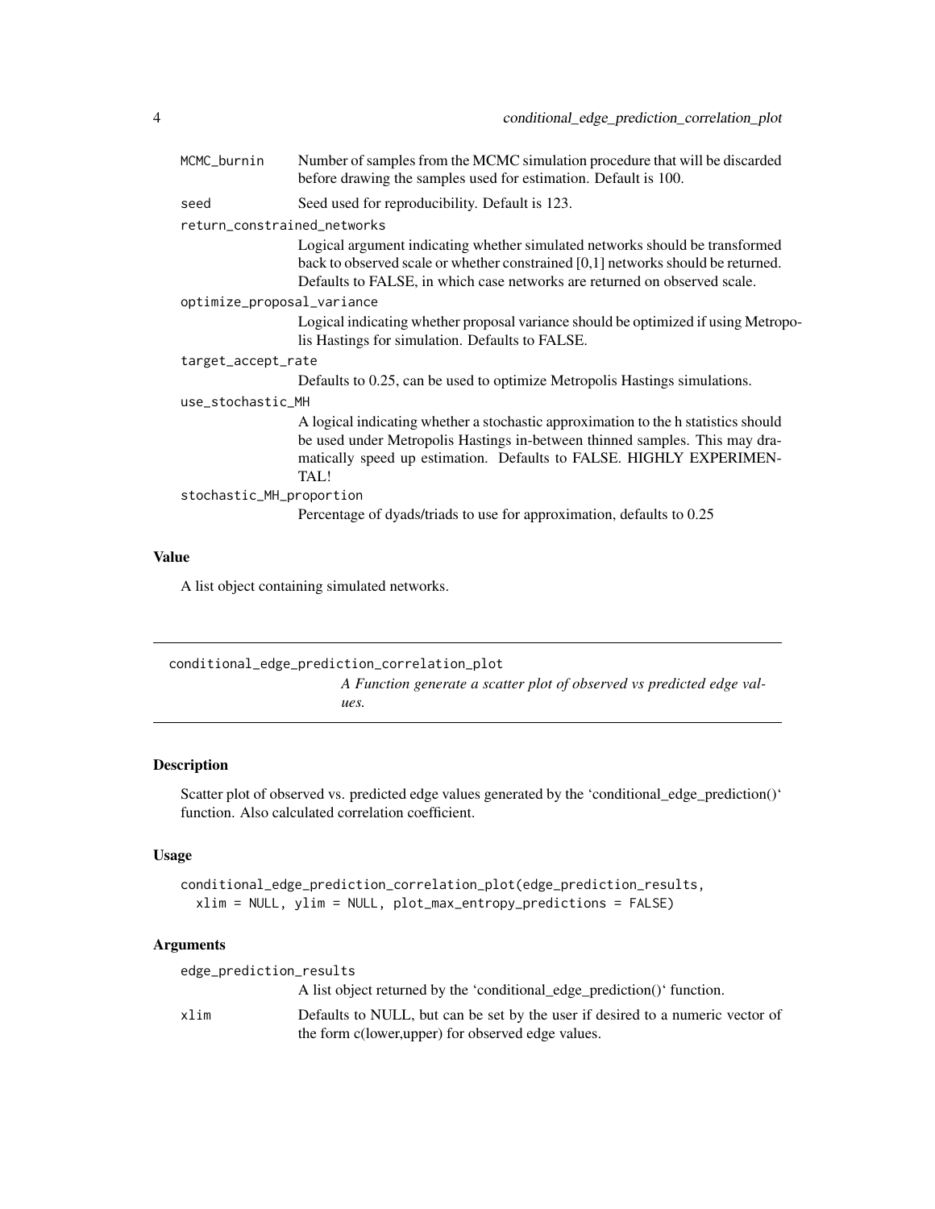MCMC_burnin
: Number of samples from the MCMC simulation procedure that will be discarded before drawing the samples used for estimation. Default is 100.

seed
: Seed used for reproducibility. Default is 123.

return_constrained_networks
: Logical argument indicating whether simulated networks should be transformed back to observed scale or whether constrained [0,1] networks should be returned. Defaults to FALSE, in which case networks are returned on observed scale.

optimize_proposal_variance
: Logical indicating whether proposal variance should be optimized if using Metropolis Hastings for simulation. Defaults to FALSE.

target_accept_rate
: Defaults to 0.25, can be used to optimize Metropolis Hastings simulations.

use_stochastic_MH
: A logical indicating whether a stochastic approximation to the h statistics should be used under Metropolis Hastings in-between thinned samples. This may dramatically speed up estimation. Defaults to FALSE. HIGHLY EXPERIMENTAL!

stochastic_MH_proportion
: Percentage of dyads/triads to use for approximation, defaults to 0.25

## Value

A list object containing simulated networks.

---

# conditional_edge_prediction_correlation_plot

*A Function generate a scatter plot of observed vs predicted edge values.*

---

## Description

Scatter plot of observed vs. predicted edge values generated by the 'conditional_edge_prediction()' function. Also calculated correlation coefficient.

## Usage

```
conditional_edge_prediction_correlation_plot(edge_prediction_results,
  xlim = NULL, ylim = NULL, plot_max_entropy_predictions = FALSE)
```

## Arguments

edge_prediction_results
: A list object returned by the 'conditional_edge_prediction()' function.

xlim
: Defaults to NULL, but can be set by the user if desired to a numeric vector of the form c(lower,upper) for observed edge values.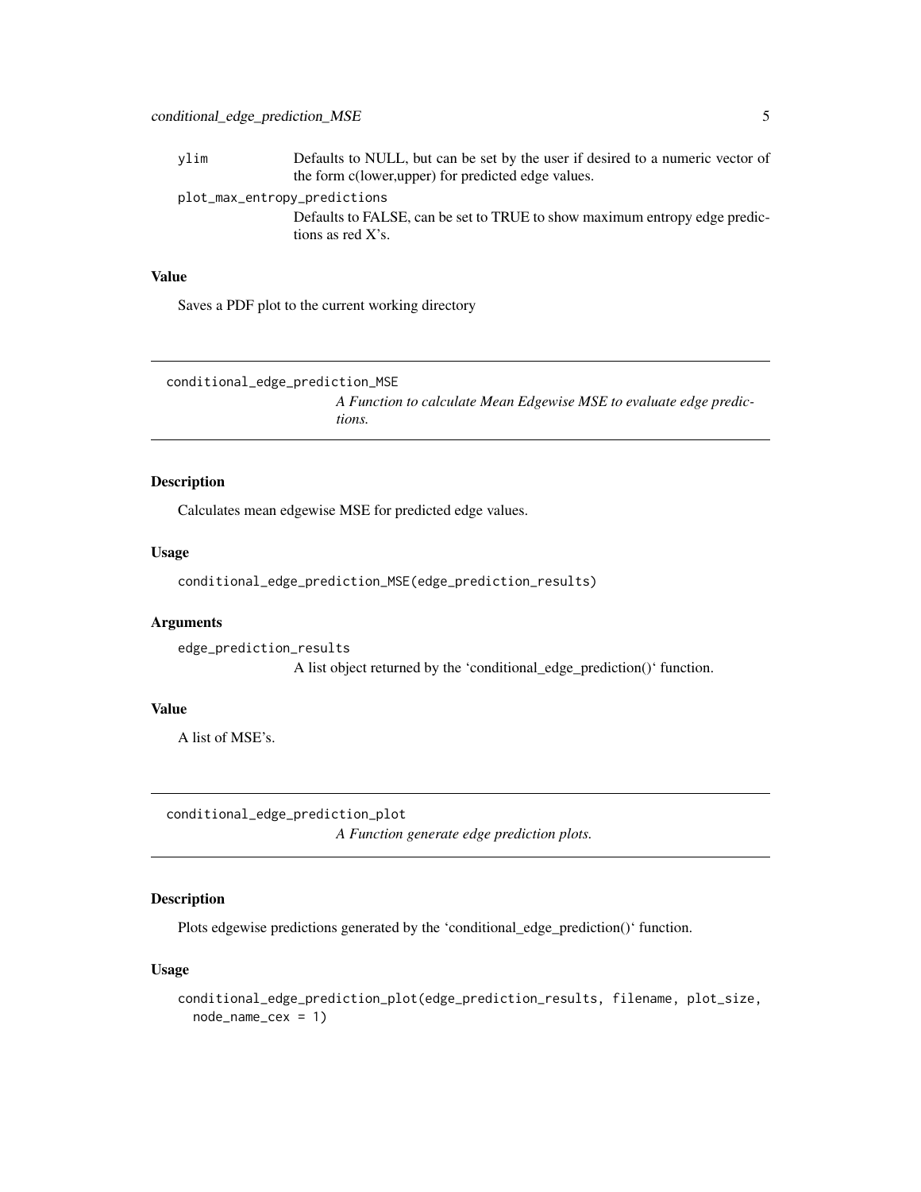ylim
: Defaults to NULL, but can be set by the user if desired to a numeric vector of the form c(lower,upper) for predicted edge values.

plot_max_entropy_predictions
: Defaults to FALSE, can be set to TRUE to show maximum entropy edge predictions as red X's.

### Value

Saves a PDF plot to the current working directory

---

## conditional_edge_prediction_MSE

*A Function to calculate Mean Edgewise MSE to evaluate edge predictions.*

---

### Description

Calculates mean edgewise MSE for predicted edge values.

### Usage

```
conditional_edge_prediction_MSE(edge_prediction_results)
```

### Arguments

edge_prediction_results
: A list object returned by the 'conditional_edge_prediction()' function.

### Value

A list of MSE's.

---

## conditional_edge_prediction_plot

*A Function generate edge prediction plots.*

---

### Description

Plots edgewise predictions generated by the 'conditional_edge_prediction()' function.

### Usage

```
conditional_edge_prediction_plot(edge_prediction_results, filename, plot_size,
  node_name_cex = 1)
```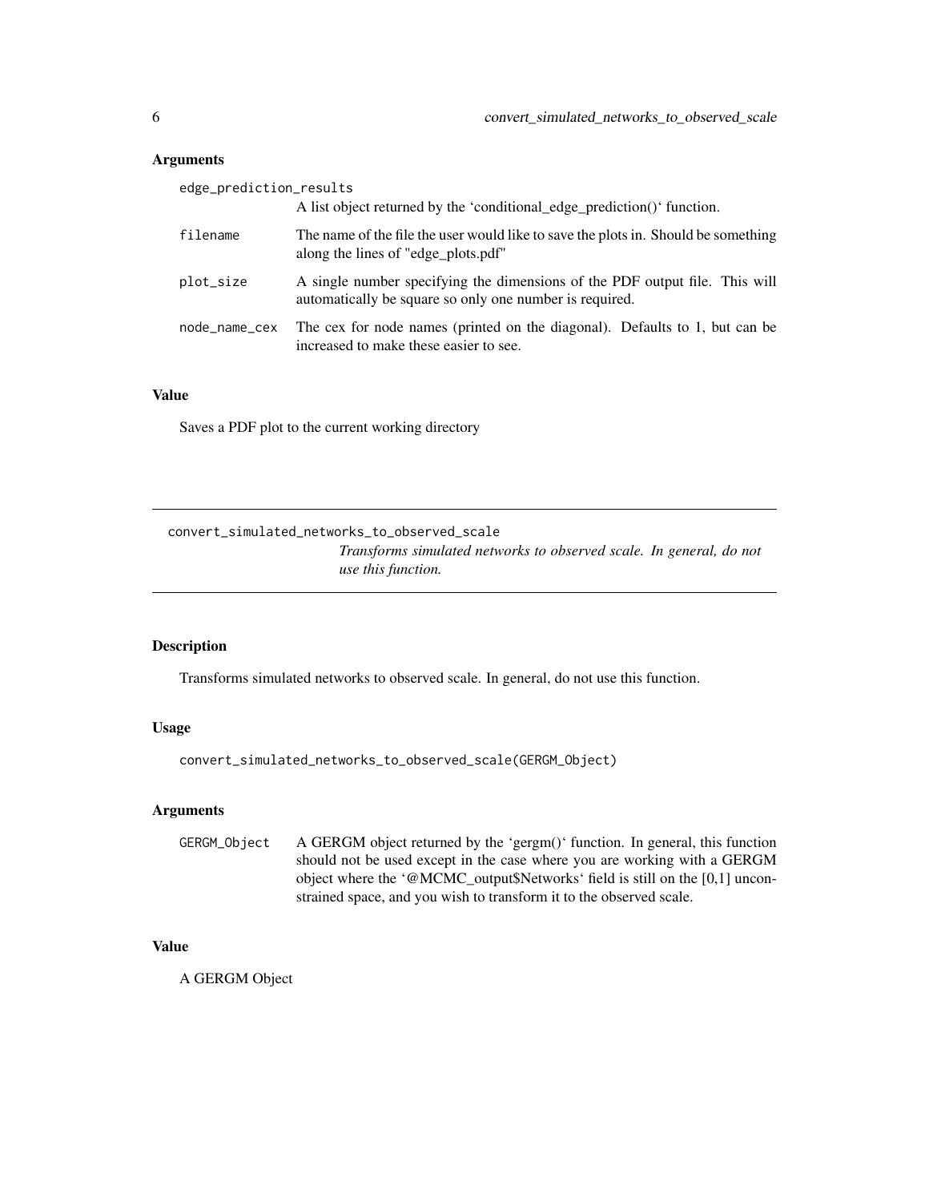### Arguments

| | |
|---|---|
| `edge_prediction_results` | A list object returned by the 'conditional_edge_prediction()' function. |
| `filename` | The name of the file the user would like to save the plots in. Should be something along the lines of "edge_plots.pdf" |
| `plot_size` | A single number specifying the dimensions of the PDF output file. This will automatically be square so only one number is required. |
| `node_name_cex` | The cex for node names (printed on the diagonal). Defaults to 1, but can be increased to make these easier to see. |

### Value

Saves a PDF plot to the current working directory

---

## convert_simulated_networks_to_observed_scale

*Transforms simulated networks to observed scale. In general, do not use this function.*

---

### Description

Transforms simulated networks to observed scale. In general, do not use this function.

### Usage

```
convert_simulated_networks_to_observed_scale(GERGM_Object)
```

### Arguments

| | |
|---|---|
| `GERGM_Object` | A GERGM object returned by the 'gergm()' function. In general, this function should not be used except in the case where you are working with a GERGM object where the '@MCMC_output$Networks' field is still on the [0,1] unconstrained space, and you wish to transform it to the observed scale. |

### Value

A GERGM Object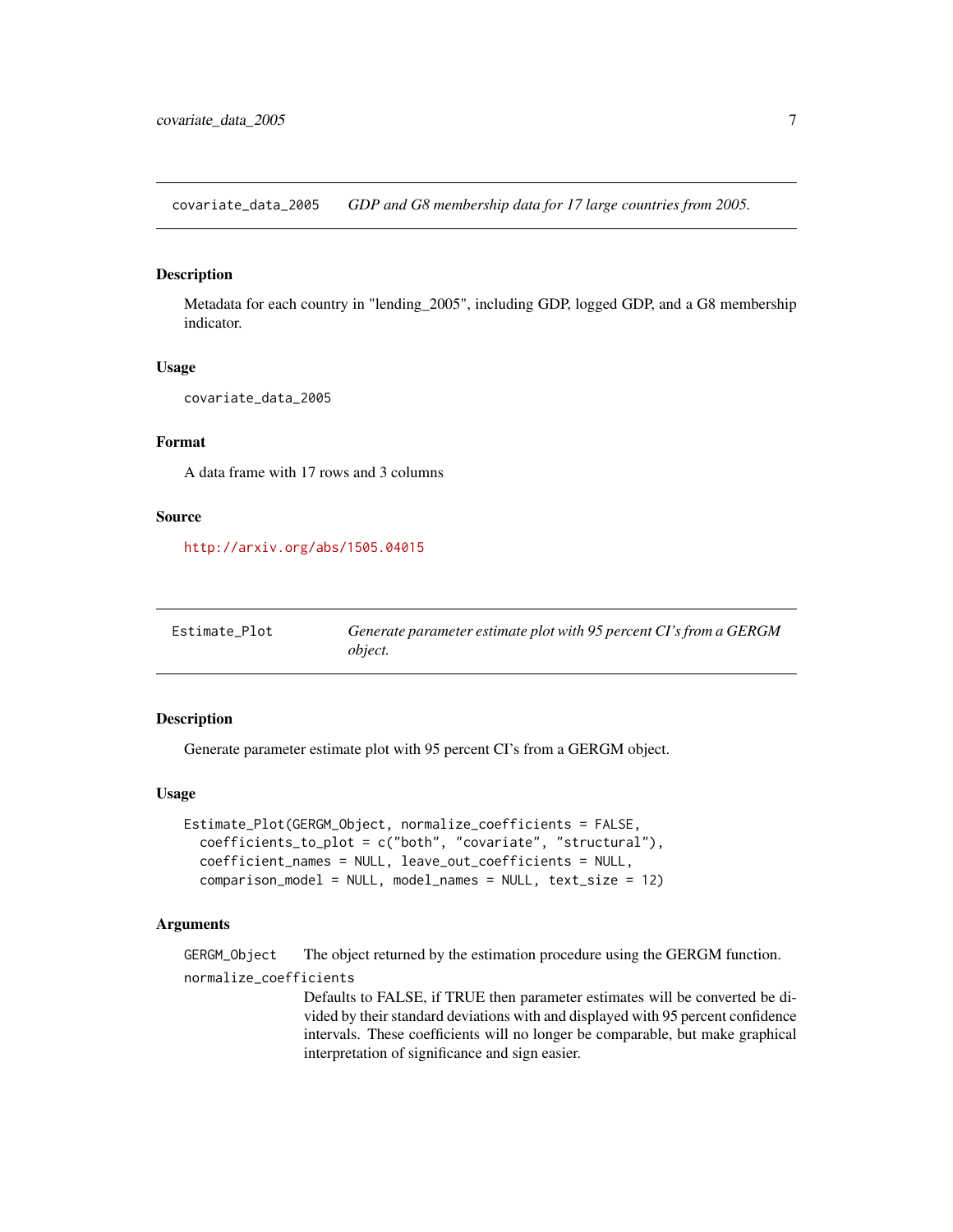## covariate_data_2005 — *GDP and G8 membership data for 17 large countries from 2005.*

### Description

Metadata for each country in "lending_2005", including GDP, logged GDP, and a G8 membership indicator.

### Usage

```
covariate_data_2005
```

### Format

A data frame with 17 rows and 3 columns

### Source

http://arxiv.org/abs/1505.04015

## Estimate_Plot — *Generate parameter estimate plot with 95 percent CI's from a GERGM object.*

### Description

Generate parameter estimate plot with 95 percent CI's from a GERGM object.

### Usage

```
Estimate_Plot(GERGM_Object, normalize_coefficients = FALSE,
  coefficients_to_plot = c("both", "covariate", "structural"),
  coefficient_names = NULL, leave_out_coefficients = NULL,
  comparison_model = NULL, model_names = NULL, text_size = 12)
```

### Arguments

`GERGM_Object` The object returned by the estimation procedure using the GERGM function.

`normalize_coefficients`
Defaults to FALSE, if TRUE then parameter estimates will be converted be divided by their standard deviations with and displayed with 95 percent confidence intervals. These coefficients will no longer be comparable, but make graphical interpretation of significance and sign easier.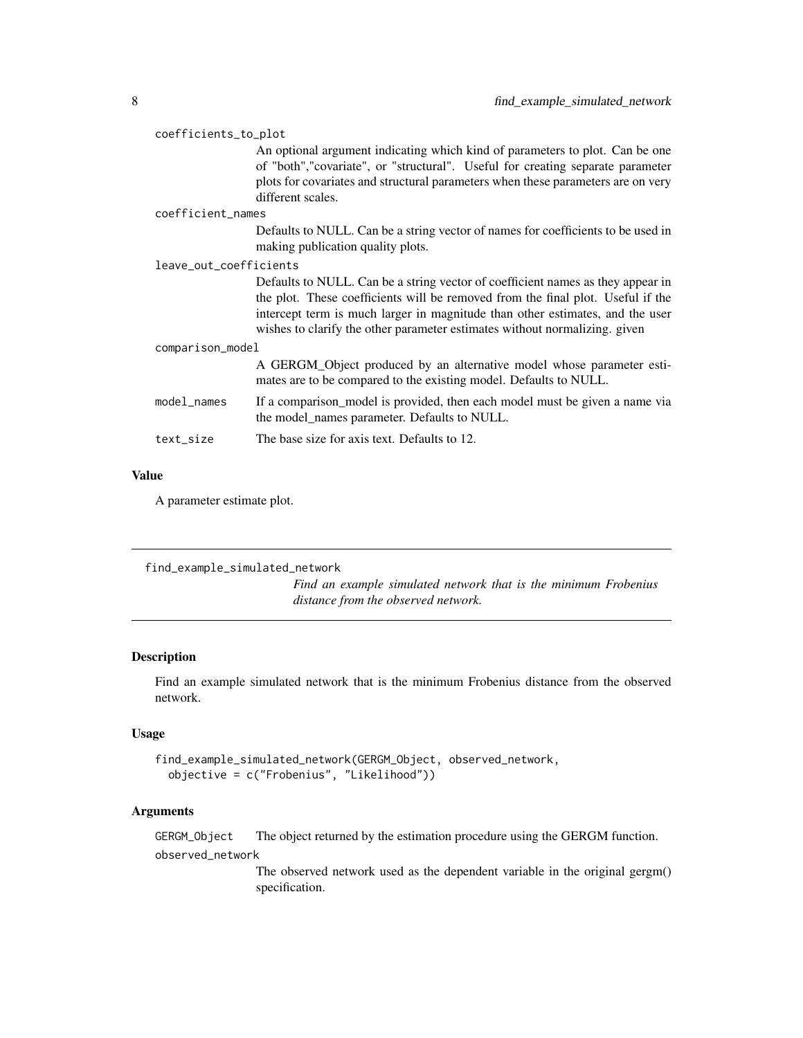coefficients_to_plot
: An optional argument indicating which kind of parameters to plot. Can be one of "both","covariate", or "structural". Useful for creating separate parameter plots for covariates and structural parameters when these parameters are on very different scales.

coefficient_names
: Defaults to NULL. Can be a string vector of names for coefficients to be used in making publication quality plots.

leave_out_coefficients
: Defaults to NULL. Can be a string vector of coefficient names as they appear in the plot. These coefficients will be removed from the final plot. Useful if the intercept term is much larger in magnitude than other estimates, and the user wishes to clarify the other parameter estimates without normalizing. given

comparison_model
: A GERGM_Object produced by an alternative model whose parameter estimates are to be compared to the existing model. Defaults to NULL.

model_names
: If a comparison_model is provided, then each model must be given a name via the model_names parameter. Defaults to NULL.

text_size
: The base size for axis text. Defaults to 12.

### Value

A parameter estimate plot.

---

## find_example_simulated_network

*Find an example simulated network that is the minimum Frobenius distance from the observed network.*

### Description

Find an example simulated network that is the minimum Frobenius distance from the observed network.

### Usage

```
find_example_simulated_network(GERGM_Object, observed_network,
  objective = c("Frobenius", "Likelihood"))
```

### Arguments

GERGM_Object
: The object returned by the estimation procedure using the GERGM function.

observed_network
: The observed network used as the dependent variable in the original gergm() specification.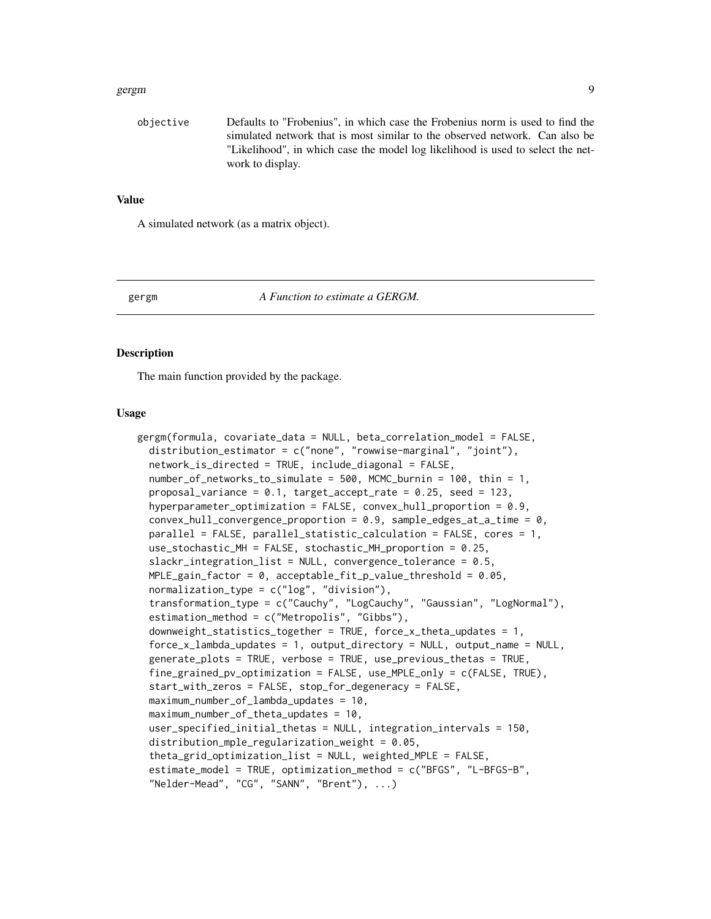objective Defaults to "Frobenius", in which case the Frobenius norm is used to find the simulated network that is most similar to the observed network. Can also be "Likelihood", in which case the model log likelihood is used to select the network to display.

### Value

A simulated network (as a matrix object).

---

## gergm *A Function to estimate a GERGM.*

### Description

The main function provided by the package.

### Usage

```
gergm(formula, covariate_data = NULL, beta_correlation_model = FALSE,
  distribution_estimator = c("none", "rowwise-marginal", "joint"),
  network_is_directed = TRUE, include_diagonal = FALSE,
  number_of_networks_to_simulate = 500, MCMC_burnin = 100, thin = 1,
  proposal_variance = 0.1, target_accept_rate = 0.25, seed = 123,
  hyperparameter_optimization = FALSE, convex_hull_proportion = 0.9,
  convex_hull_convergence_proportion = 0.9, sample_edges_at_a_time = 0,
  parallel = FALSE, parallel_statistic_calculation = FALSE, cores = 1,
  use_stochastic_MH = FALSE, stochastic_MH_proportion = 0.25,
  slackr_integration_list = NULL, convergence_tolerance = 0.5,
  MPLE_gain_factor = 0, acceptable_fit_p_value_threshold = 0.05,
  normalization_type = c("log", "division"),
  transformation_type = c("Cauchy", "LogCauchy", "Gaussian", "LogNormal"),
  estimation_method = c("Metropolis", "Gibbs"),
  downweight_statistics_together = TRUE, force_x_theta_updates = 1,
  force_x_lambda_updates = 1, output_directory = NULL, output_name = NULL,
  generate_plots = TRUE, verbose = TRUE, use_previous_thetas = TRUE,
  fine_grained_pv_optimization = FALSE, use_MPLE_only = c(FALSE, TRUE),
  start_with_zeros = FALSE, stop_for_degeneracy = FALSE,
  maximum_number_of_lambda_updates = 10,
  maximum_number_of_theta_updates = 10,
  user_specified_initial_thetas = NULL, integration_intervals = 150,
  distribution_mple_regularization_weight = 0.05,
  theta_grid_optimization_list = NULL, weighted_MPLE = FALSE,
  estimate_model = TRUE, optimization_method = c("BFGS", "L-BFGS-B",
  "Nelder-Mead", "CG", "SANN", "Brent"), ...)
```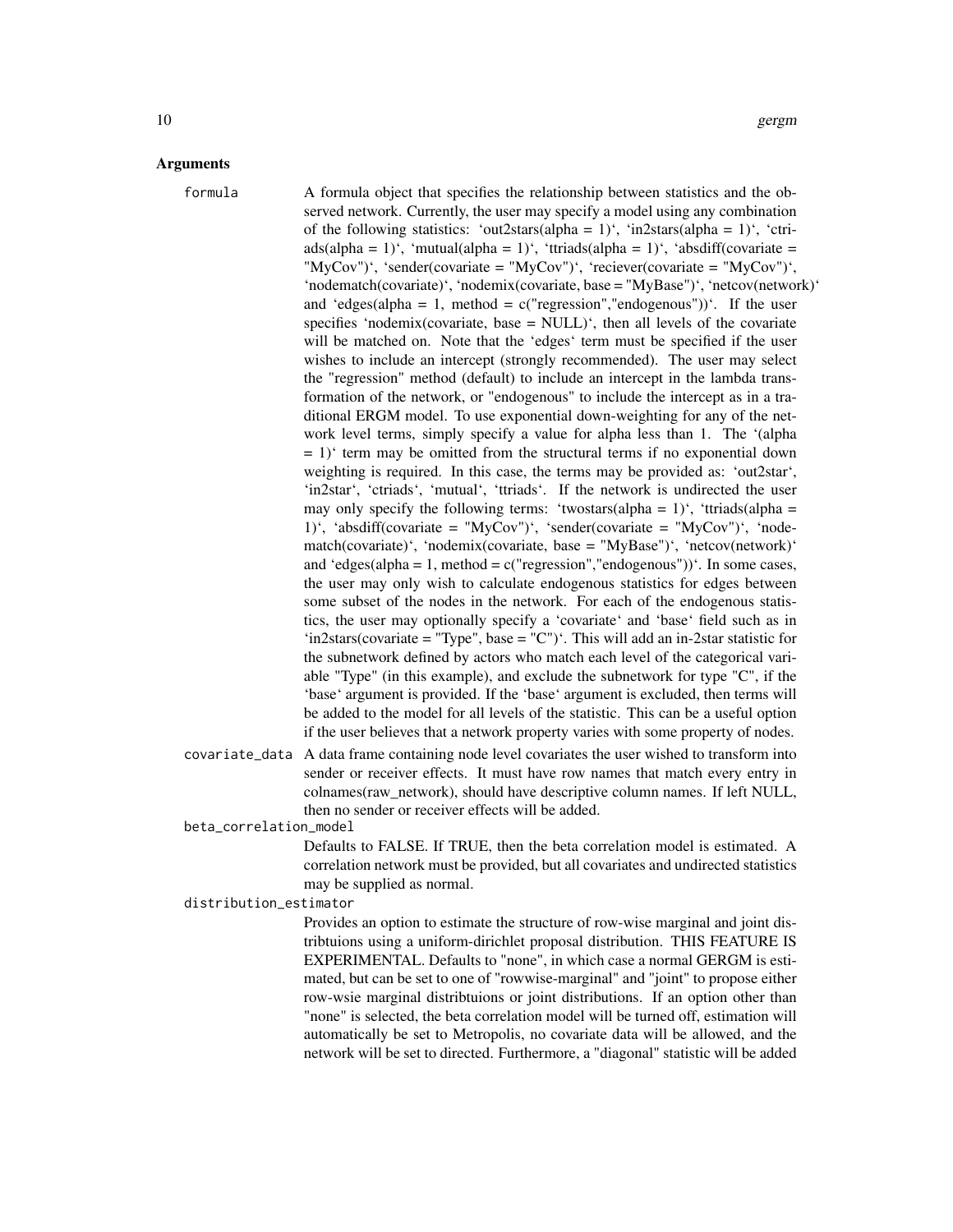### Arguments

**formula** A formula object that specifies the relationship between statistics and the observed network. Currently, the user may specify a model using any combination of the following statistics: 'out2stars(alpha = 1)', 'in2stars(alpha = 1)', 'ctriads(alpha = 1)', 'mutual(alpha = 1)', 'ttriads(alpha = 1)', 'absdiff(covariate = "MyCov")', 'sender(covariate = "MyCov")', 'reciever(covariate = "MyCov")', 'nodematch(covariate)', 'nodemix(covariate, base = "MyBase")', 'netcov(network)' and 'edges(alpha = 1, method = c("regression","endogenous"))'. If the user specifies 'nodemix(covariate, base = NULL)', then all levels of the covariate will be matched on. Note that the 'edges' term must be specified if the user wishes to include an intercept (strongly recommended). The user may select the "regression" method (default) to include an intercept in the lambda transformation of the network, or "endogenous" to include the intercept as in a traditional ERGM model. To use exponential down-weighting for any of the network level terms, simply specify a value for alpha less than 1. The '(alpha = 1)' term may be omitted from the structural terms if no exponential down weighting is required. In this case, the terms may be provided as: 'out2star', 'in2star', 'ctriads', 'mutual', 'ttriads'. If the network is undirected the user may only specify the following terms: 'twostars(alpha = 1)', 'ttriads(alpha = 1)', 'absdiff(covariate = "MyCov")', 'sender(covariate = "MyCov")', 'nodematch(covariate)', 'nodemix(covariate, base = "MyBase")', 'netcov(network)' and 'edges(alpha = 1, method = c("regression","endogenous"))'. In some cases, the user may only wish to calculate endogenous statistics for edges between some subset of the nodes in the network. For each of the endogenous statistics, the user may optionally specify a 'covariate' and 'base' field such as in 'in2stars(covariate = "Type", base = "C")'. This will add an in-2star statistic for the subnetwork defined by actors who match each level of the categorical variable "Type" (in this example), and exclude the subnetwork for type "C", if the 'base' argument is provided. If the 'base' argument is excluded, then terms will be added to the model for all levels of the statistic. This can be a useful option if the user believes that a network property varies with some property of nodes.

**covariate_data** A data frame containing node level covariates the user wished to transform into sender or receiver effects. It must have row names that match every entry in colnames(raw_network), should have descriptive column names. If left NULL, then no sender or receiver effects will be added.

**beta_correlation_model** Defaults to FALSE. If TRUE, then the beta correlation model is estimated. A correlation network must be provided, but all covariates and undirected statistics may be supplied as normal.

**distribution_estimator** Provides an option to estimate the structure of row-wise marginal and joint distribtuions using a uniform-dirichlet proposal distribution. THIS FEATURE IS EXPERIMENTAL. Defaults to "none", in which case a normal GERGM is estimated, but can be set to one of "rowwise-marginal" and "joint" to propose either row-wsie marginal distribtuions or joint distributions. If an option other than "none" is selected, the beta correlation model will be turned off, estimation will automatically be set to Metropolis, no covariate data will be allowed, and the network will be set to directed. Furthermore, a "diagonal" statistic will be added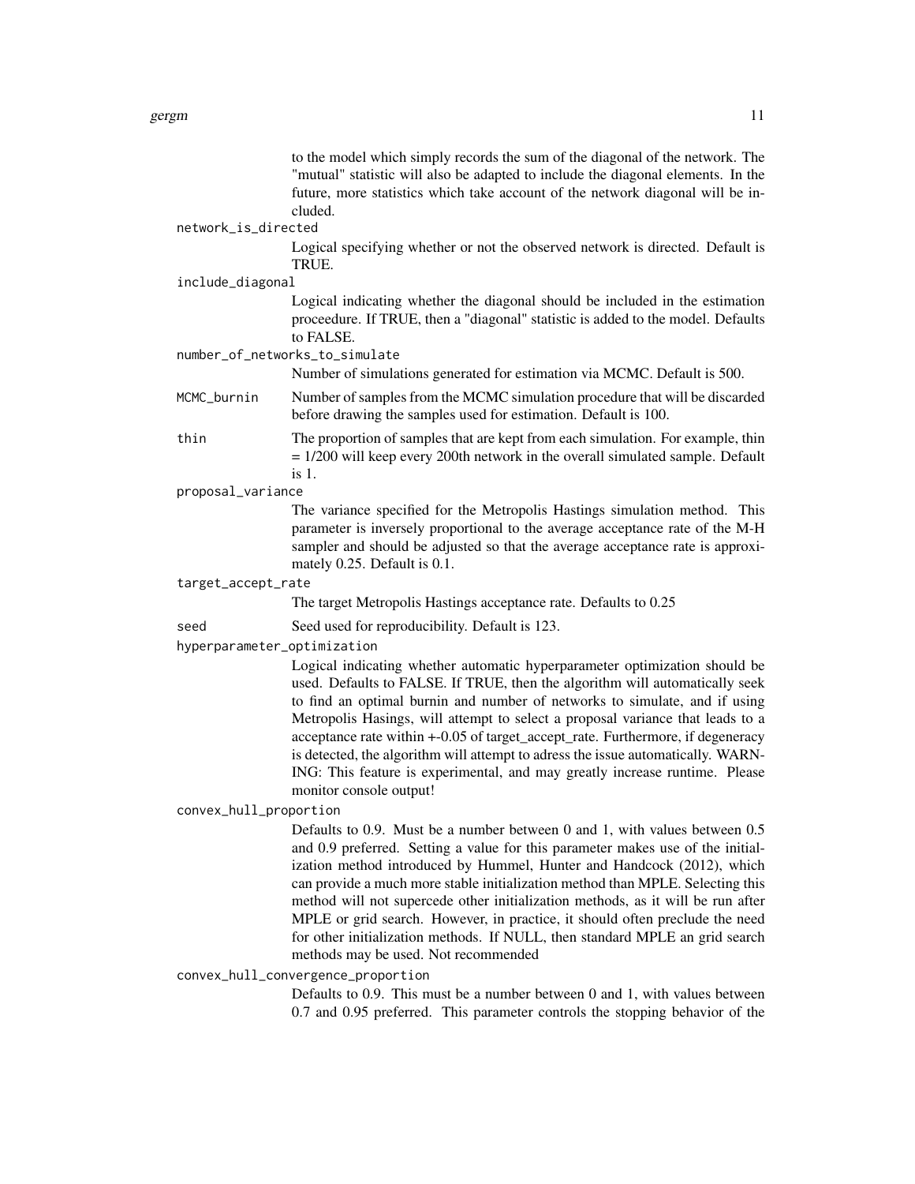to the model which simply records the sum of the diagonal of the network. The "mutual" statistic will also be adapted to include the diagonal elements. In the future, more statistics which take account of the network diagonal will be included.

`network_is_directed`
: Logical specifying whether or not the observed network is directed. Default is TRUE.

`include_diagonal`
: Logical indicating whether the diagonal should be included in the estimation proceedure. If TRUE, then a "diagonal" statistic is added to the model. Defaults to FALSE.

`number_of_networks_to_simulate`
: Number of simulations generated for estimation via MCMC. Default is 500.

`MCMC_burnin`
: Number of samples from the MCMC simulation procedure that will be discarded before drawing the samples used for estimation. Default is 100.

`thin`
: The proportion of samples that are kept from each simulation. For example, thin = 1/200 will keep every 200th network in the overall simulated sample. Default is 1.

`proposal_variance`
: The variance specified for the Metropolis Hastings simulation method. This parameter is inversely proportional to the average acceptance rate of the M-H sampler and should be adjusted so that the average acceptance rate is approximately 0.25. Default is 0.1.

`target_accept_rate`
: The target Metropolis Hastings acceptance rate. Defaults to 0.25

`seed`
: Seed used for reproducibility. Default is 123.

`hyperparameter_optimization`
: Logical indicating whether automatic hyperparameter optimization should be used. Defaults to FALSE. If TRUE, then the algorithm will automatically seek to find an optimal burnin and number of networks to simulate, and if using Metropolis Hasings, will attempt to select a proposal variance that leads to a acceptance rate within +-0.05 of target_accept_rate. Furthermore, if degeneracy is detected, the algorithm will attempt to adress the issue automatically. WARNING: This feature is experimental, and may greatly increase runtime. Please monitor console output!

`convex_hull_proportion`
: Defaults to 0.9. Must be a number between 0 and 1, with values between 0.5 and 0.9 preferred. Setting a value for this parameter makes use of the initialization method introduced by Hummel, Hunter and Handcock (2012), which can provide a much more stable initialization method than MPLE. Selecting this method will not supercede other initialization methods, as it will be run after MPLE or grid search. However, in practice, it should often preclude the need for other initialization methods. If NULL, then standard MPLE an grid search methods may be used. Not recommended

`convex_hull_convergence_proportion`
: Defaults to 0.9. This must be a number between 0 and 1, with values between 0.7 and 0.95 preferred. This parameter controls the stopping behavior of the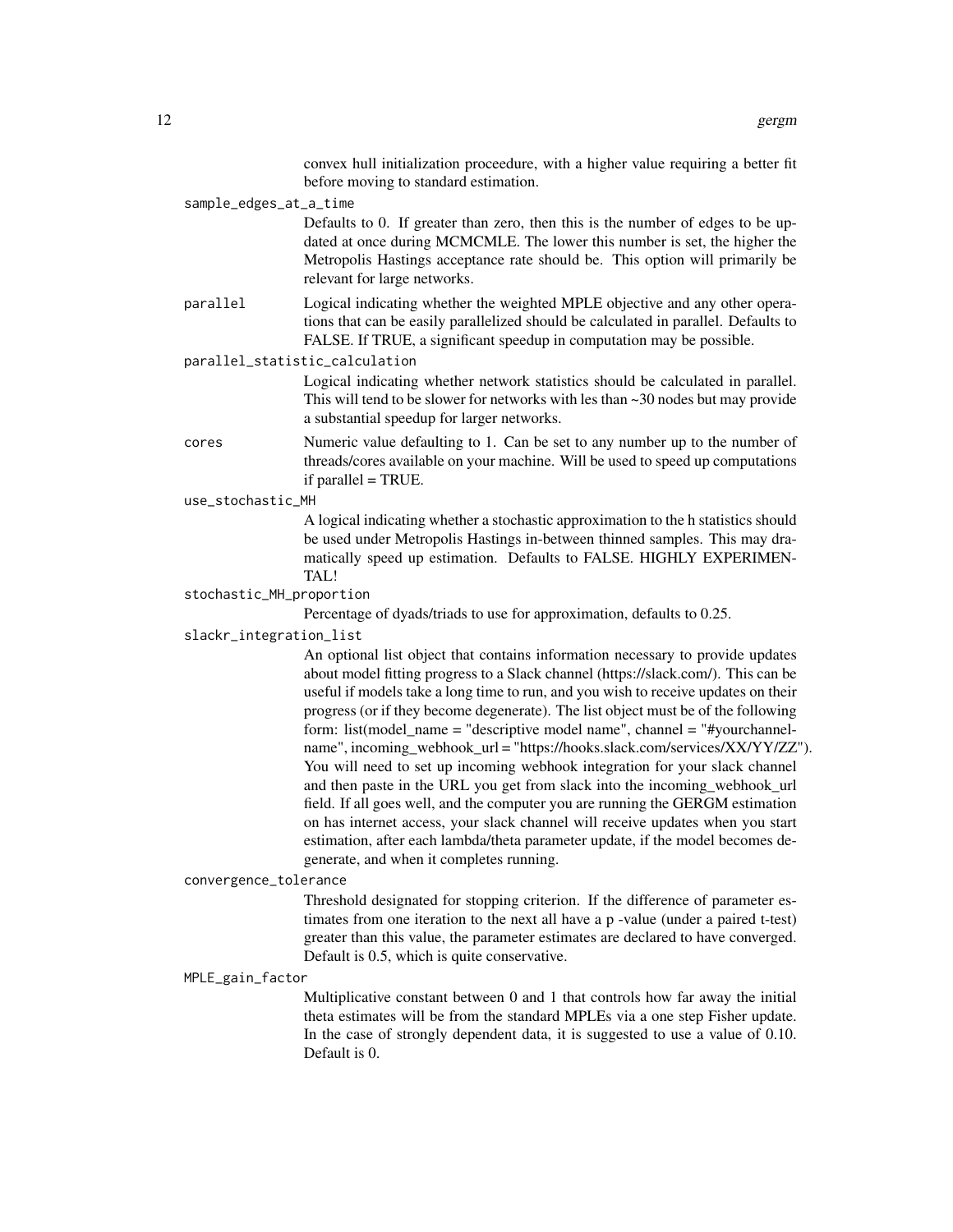convex hull initialization proceedure, with a higher value requiring a better fit before moving to standard estimation.

`sample_edges_at_a_time`
: Defaults to 0. If greater than zero, then this is the number of edges to be updated at once during MCMCMLE. The lower this number is set, the higher the Metropolis Hastings acceptance rate should be. This option will primarily be relevant for large networks.

`parallel`
: Logical indicating whether the weighted MPLE objective and any other operations that can be easily parallelized should be calculated in parallel. Defaults to FALSE. If TRUE, a significant speedup in computation may be possible.

`parallel_statistic_calculation`
: Logical indicating whether network statistics should be calculated in parallel. This will tend to be slower for networks with les than ~30 nodes but may provide a substantial speedup for larger networks.

`cores`
: Numeric value defaulting to 1. Can be set to any number up to the number of threads/cores available on your machine. Will be used to speed up computations if parallel = TRUE.

`use_stochastic_MH`
: A logical indicating whether a stochastic approximation to the h statistics should be used under Metropolis Hastings in-between thinned samples. This may dramatically speed up estimation. Defaults to FALSE. HIGHLY EXPERIMENTAL!

`stochastic_MH_proportion`
: Percentage of dyads/triads to use for approximation, defaults to 0.25.

`slackr_integration_list`
: An optional list object that contains information necessary to provide updates about model fitting progress to a Slack channel (https://slack.com/). This can be useful if models take a long time to run, and you wish to receive updates on their progress (or if they become degenerate). The list object must be of the following form: list(model_name = "descriptive model name", channel = "#yourchannelname", incoming_webhook_url = "https://hooks.slack.com/services/XX/YY/ZZ"). You will need to set up incoming webhook integration for your slack channel and then paste in the URL you get from slack into the incoming_webhook_url field. If all goes well, and the computer you are running the GERGM estimation on has internet access, your slack channel will receive updates when you start estimation, after each lambda/theta parameter update, if the model becomes degenerate, and when it completes running.

`convergence_tolerance`
: Threshold designated for stopping criterion. If the difference of parameter estimates from one iteration to the next all have a p -value (under a paired t-test) greater than this value, the parameter estimates are declared to have converged. Default is 0.5, which is quite conservative.

`MPLE_gain_factor`
: Multiplicative constant between 0 and 1 that controls how far away the initial theta estimates will be from the standard MPLEs via a one step Fisher update. In the case of strongly dependent data, it is suggested to use a value of 0.10. Default is 0.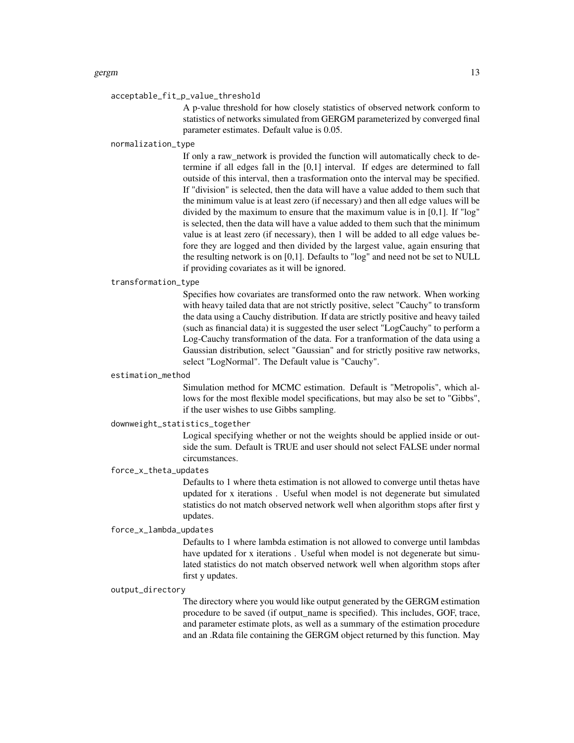`acceptable_fit_p_value_threshold`

A p-value threshold for how closely statistics of observed network conform to statistics of networks simulated from GERGM parameterized by converged final parameter estimates. Default value is 0.05.

`normalization_type`

If only a raw_network is provided the function will automatically check to determine if all edges fall in the [0,1] interval. If edges are determined to fall outside of this interval, then a trasformation onto the interval may be specified. If "division" is selected, then the data will have a value added to them such that the minimum value is at least zero (if necessary) and then all edge values will be divided by the maximum to ensure that the maximum value is in [0,1]. If "log" is selected, then the data will have a value added to them such that the minimum value is at least zero (if necessary), then 1 will be added to all edge values before they are logged and then divided by the largest value, again ensuring that the resulting network is on [0,1]. Defaults to "log" and need not be set to NULL if providing covariates as it will be ignored.

`transformation_type`

Specifies how covariates are transformed onto the raw network. When working with heavy tailed data that are not strictly positive, select "Cauchy" to transform the data using a Cauchy distribution. If data are strictly positive and heavy tailed (such as financial data) it is suggested the user select "LogCauchy" to perform a Log-Cauchy transformation of the data. For a tranformation of the data using a Gaussian distribution, select "Gaussian" and for strictly positive raw networks, select "LogNormal". The Default value is "Cauchy".

`estimation_method`

Simulation method for MCMC estimation. Default is "Metropolis", which allows for the most flexible model specifications, but may also be set to "Gibbs", if the user wishes to use Gibbs sampling.

`downweight_statistics_together`

Logical specifying whether or not the weights should be applied inside or outside the sum. Default is TRUE and user should not select FALSE under normal circumstances.

`force_x_theta_updates`

Defaults to 1 where theta estimation is not allowed to converge until thetas have updated for x iterations . Useful when model is not degenerate but simulated statistics do not match observed network well when algorithm stops after first y updates.

`force_x_lambda_updates`

Defaults to 1 where lambda estimation is not allowed to converge until lambdas have updated for x iterations . Useful when model is not degenerate but simulated statistics do not match observed network well when algorithm stops after first y updates.

`output_directory`

The directory where you would like output generated by the GERGM estimation procedure to be saved (if output_name is specified). This includes, GOF, trace, and parameter estimate plots, as well as a summary of the estimation procedure and an .Rdata file containing the GERGM object returned by this function. May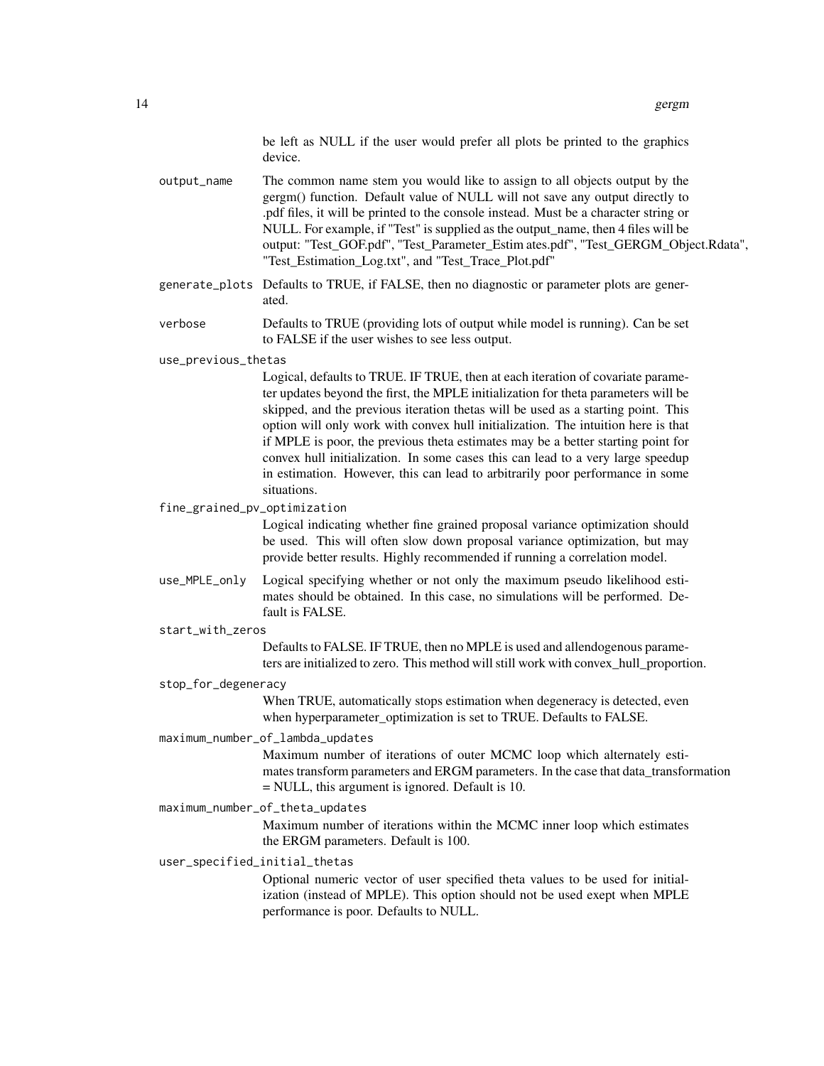be left as NULL if the user would prefer all plots be printed to the graphics device.

output_name
: The common name stem you would like to assign to all objects output by the gergm() function. Default value of NULL will not save any output directly to .pdf files, it will be printed to the console instead. Must be a character string or NULL. For example, if "Test" is supplied as the output_name, then 4 files will be output: "Test_GOF.pdf", "Test_Parameter_Estim ates.pdf", "Test_GERGM_Object.Rdata", "Test_Estimation_Log.txt", and "Test_Trace_Plot.pdf"

generate_plots
: Defaults to TRUE, if FALSE, then no diagnostic or parameter plots are generated.

verbose
: Defaults to TRUE (providing lots of output while model is running). Can be set to FALSE if the user wishes to see less output.

use_previous_thetas
: Logical, defaults to TRUE. IF TRUE, then at each iteration of covariate parameter updates beyond the first, the MPLE initialization for theta parameters will be skipped, and the previous iteration thetas will be used as a starting point. This option will only work with convex hull initialization. The intuition here is that if MPLE is poor, the previous theta estimates may be a better starting point for convex hull initialization. In some cases this can lead to a very large speedup in estimation. However, this can lead to arbitrarily poor performance in some situations.

fine_grained_pv_optimization
: Logical indicating whether fine grained proposal variance optimization should be used. This will often slow down proposal variance optimization, but may provide better results. Highly recommended if running a correlation model.

use_MPLE_only
: Logical specifying whether or not only the maximum pseudo likelihood estimates should be obtained. In this case, no simulations will be performed. Default is FALSE.

start_with_zeros
: Defaults to FALSE. IF TRUE, then no MPLE is used and allendogenous parameters are initialized to zero. This method will still work with convex_hull_proportion.

stop_for_degeneracy
: When TRUE, automatically stops estimation when degeneracy is detected, even when hyperparameter_optimization is set to TRUE. Defaults to FALSE.

maximum_number_of_lambda_updates
: Maximum number of iterations of outer MCMC loop which alternately estimates transform parameters and ERGM parameters. In the case that data_transformation = NULL, this argument is ignored. Default is 10.

maximum_number_of_theta_updates
: Maximum number of iterations within the MCMC inner loop which estimates the ERGM parameters. Default is 100.

user_specified_initial_thetas
: Optional numeric vector of user specified theta values to be used for initialization (instead of MPLE). This option should not be used exept when MPLE performance is poor. Defaults to NULL.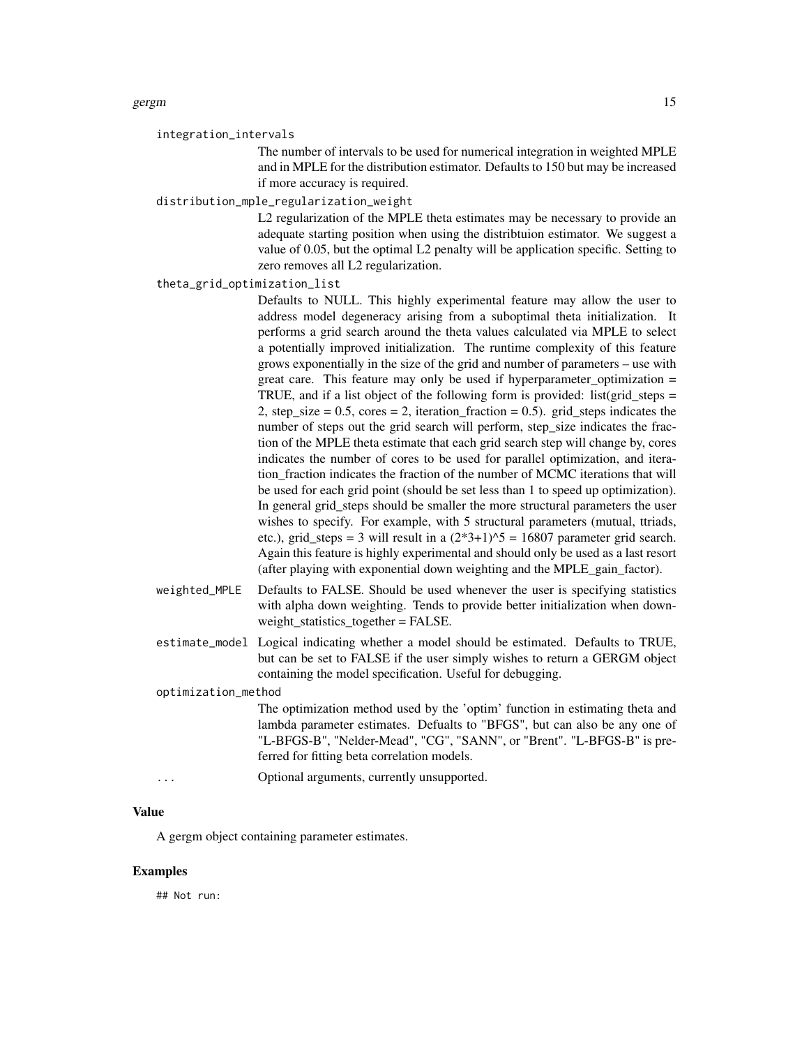`integration_intervals`
: The number of intervals to be used for numerical integration in weighted MPLE and in MPLE for the distribution estimator. Defaults to 150 but may be increased if more accuracy is required.

`distribution_mple_regularization_weight`
: L2 regularization of the MPLE theta estimates may be necessary to provide an adequate starting position when using the distribtuion estimator. We suggest a value of 0.05, but the optimal L2 penalty will be application specific. Setting to zero removes all L2 regularization.

`theta_grid_optimization_list`
: Defaults to NULL. This highly experimental feature may allow the user to address model degeneracy arising from a suboptimal theta initialization. It performs a grid search around the theta values calculated via MPLE to select a potentially improved initialization. The runtime complexity of this feature grows exponentially in the size of the grid and number of parameters – use with great care. This feature may only be used if hyperparameter_optimization = TRUE, and if a list object of the following form is provided: list(grid_steps = 2, step_size = 0.5, cores = 2, iteration_fraction = 0.5). grid_steps indicates the number of steps out the grid search will perform, step_size indicates the fraction of the MPLE theta estimate that each grid search step will change by, cores indicates the number of cores to be used for parallel optimization, and iteration_fraction indicates the fraction of the number of MCMC iterations that will be used for each grid point (should be set less than 1 to speed up optimization). In general grid_steps should be smaller the more structural parameters the user wishes to specify. For example, with 5 structural parameters (mutual, ttriads, etc.), grid_steps = 3 will result in a (2*3+1)^5 = 16807 parameter grid search. Again this feature is highly experimental and should only be used as a last resort (after playing with exponential down weighting and the MPLE_gain_factor).

`weighted_MPLE`
: Defaults to FALSE. Should be used whenever the user is specifying statistics with alpha down weighting. Tends to provide better initialization when downweight_statistics_together = FALSE.

`estimate_model`
: Logical indicating whether a model should be estimated. Defaults to TRUE, but can be set to FALSE if the user simply wishes to return a GERGM object containing the model specification. Useful for debugging.

`optimization_method`
: The optimization method used by the 'optim' function in estimating theta and lambda parameter estimates. Defualts to "BFGS", but can also be any one of "L-BFGS-B", "Nelder-Mead", "CG", "SANN", or "Brent". "L-BFGS-B" is preferred for fitting beta correlation models.

`...`
: Optional arguments, currently unsupported.

## Value

A gergm object containing parameter estimates.

## Examples

```
## Not run:
```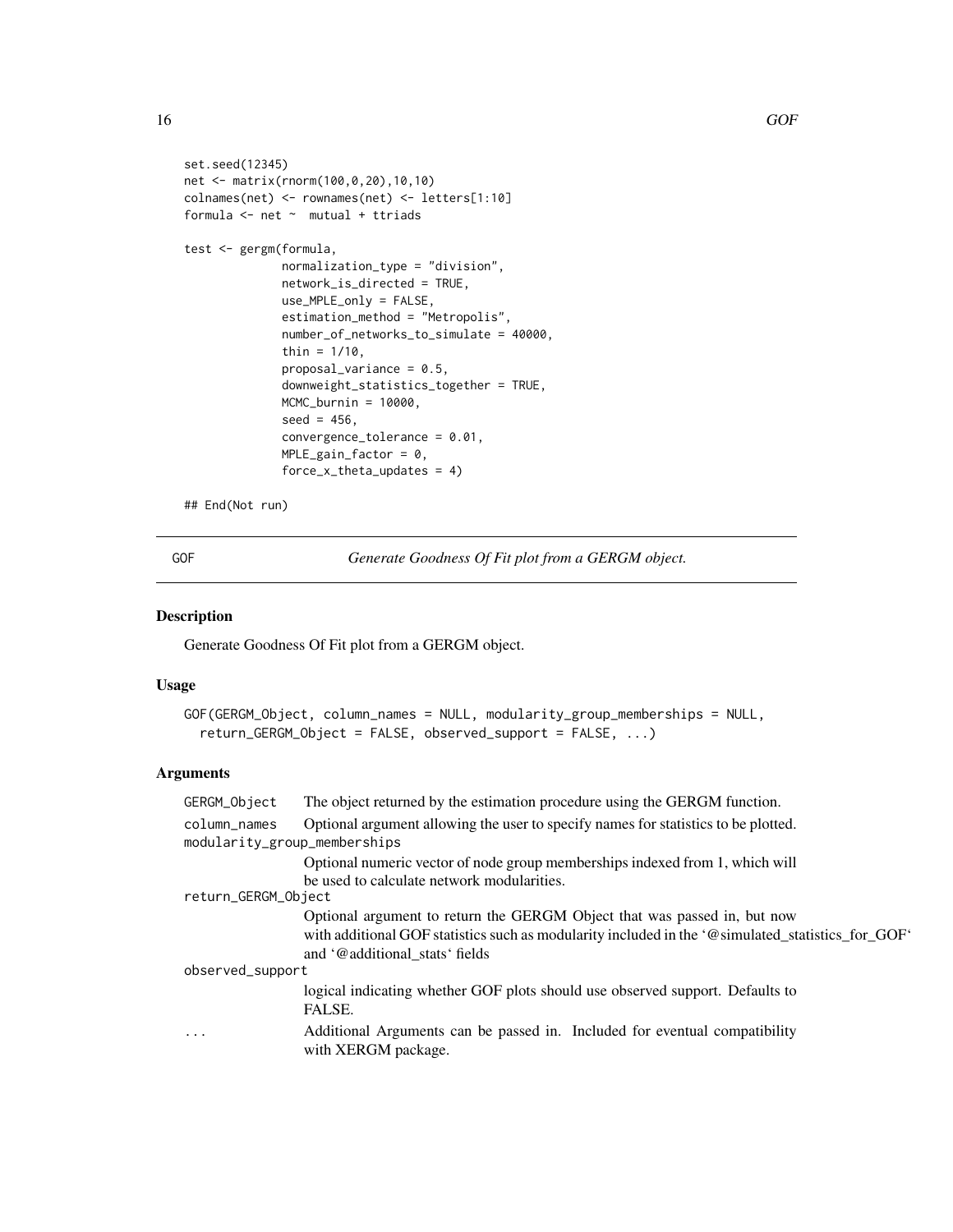```
set.seed(12345)
net <- matrix(rnorm(100,0,20),10,10)
colnames(net) <- rownames(net) <- letters[1:10]
formula <- net ~  mutual + ttriads

test <- gergm(formula,
              normalization_type = "division",
              network_is_directed = TRUE,
              use_MPLE_only = FALSE,
              estimation_method = "Metropolis",
              number_of_networks_to_simulate = 40000,
              thin = 1/10,
              proposal_variance = 0.5,
              downweight_statistics_together = TRUE,
              MCMC_burnin = 10000,
              seed = 456,
              convergence_tolerance = 0.01,
              MPLE_gain_factor = 0,
              force_x_theta_updates = 4)

## End(Not run)
```

## GOF — *Generate Goodness Of Fit plot from a GERGM object.*

### Description

Generate Goodness Of Fit plot from a GERGM object.

### Usage

```
GOF(GERGM_Object, column_names = NULL, modularity_group_memberships = NULL,
  return_GERGM_Object = FALSE, observed_support = FALSE, ...)
```

### Arguments

- `GERGM_Object` — The object returned by the estimation procedure using the GERGM function.
- `column_names` — Optional argument allowing the user to specify names for statistics to be plotted.
- `modularity_group_memberships` — Optional numeric vector of node group memberships indexed from 1, which will be used to calculate network modularities.
- `return_GERGM_Object` — Optional argument to return the GERGM Object that was passed in, but now with additional GOF statistics such as modularity included in the '@simulated_statistics_for_GOF' and '@additional_stats' fields
- `observed_support` — logical indicating whether GOF plots should use observed support. Defaults to FALSE.
- `...` — Additional Arguments can be passed in. Included for eventual compatibility with XERGM package.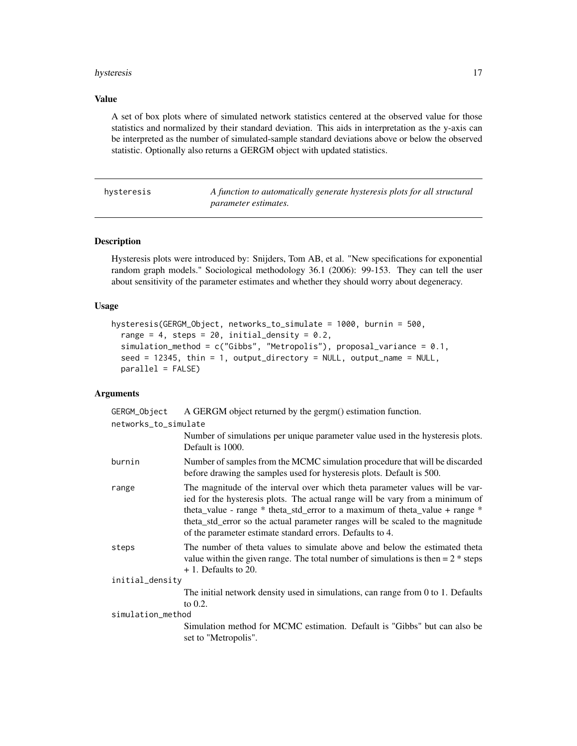### Value

A set of box plots where of simulated network statistics centered at the observed value for those statistics and normalized by their standard deviation. This aids in interpretation as the y-axis can be interpreted as the number of simulated-sample standard deviations above or below the observed statistic. Optionally also returns a GERGM object with updated statistics.

---

## hysteresis — *A function to automatically generate hysteresis plots for all structural parameter estimates.*

---

### Description

Hysteresis plots were introduced by: Snijders, Tom AB, et al. "New specifications for exponential random graph models." Sociological methodology 36.1 (2006): 99-153. They can tell the user about sensitivity of the parameter estimates and whether they should worry about degeneracy.

### Usage

```
hysteresis(GERGM_Object, networks_to_simulate = 1000, burnin = 500,
  range = 4, steps = 20, initial_density = 0.2,
  simulation_method = c("Gibbs", "Metropolis"), proposal_variance = 0.1,
  seed = 12345, thin = 1, output_directory = NULL, output_name = NULL,
  parallel = FALSE)
```

### Arguments

| Argument | Description |
|---|---|
| GERGM_Object | A GERGM object returned by the gergm() estimation function. |
| networks_to_simulate | Number of simulations per unique parameter value used in the hysteresis plots. Default is 1000. |
| burnin | Number of samples from the MCMC simulation procedure that will be discarded before drawing the samples used for hysteresis plots. Default is 500. |
| range | The magnitude of the interval over which theta parameter values will be varied for the hysteresis plots. The actual range will be vary from a minimum of theta_value - range * theta_std_error to a maximum of theta_value + range * theta_std_error so the actual parameter ranges will be scaled to the magnitude of the parameter estimate standard errors. Defaults to 4. |
| steps | The number of theta values to simulate above and below the estimated theta value within the given range. The total number of simulations is then = 2 * steps + 1. Defaults to 20. |
| initial_density | The initial network density used in simulations, can range from 0 to 1. Defaults to 0.2. |
| simulation_method | Simulation method for MCMC estimation. Default is "Gibbs" but can also be set to "Metropolis". |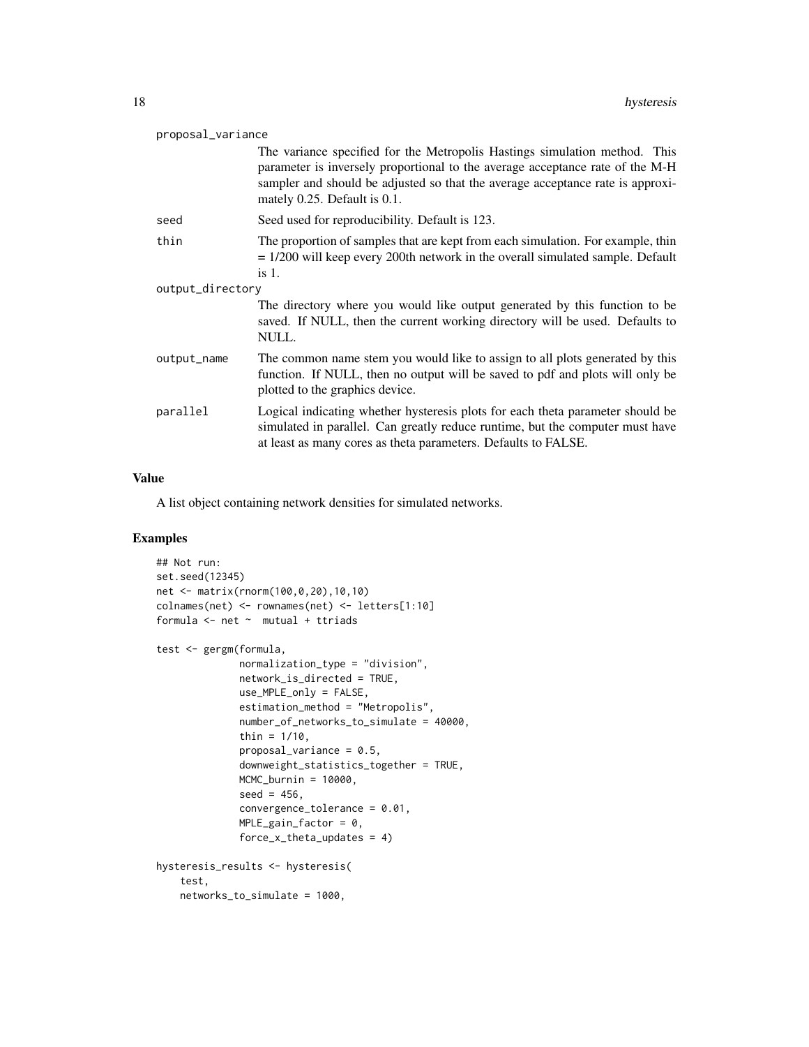proposal_variance
: The variance specified for the Metropolis Hastings simulation method. This parameter is inversely proportional to the average acceptance rate of the M-H sampler and should be adjusted so that the average acceptance rate is approximately 0.25. Default is 0.1.

seed
: Seed used for reproducibility. Default is 123.

thin
: The proportion of samples that are kept from each simulation. For example, thin = 1/200 will keep every 200th network in the overall simulated sample. Default is 1.

output_directory
: The directory where you would like output generated by this function to be saved. If NULL, then the current working directory will be used. Defaults to NULL.

output_name
: The common name stem you would like to assign to all plots generated by this function. If NULL, then no output will be saved to pdf and plots will only be plotted to the graphics device.

parallel
: Logical indicating whether hysteresis plots for each theta parameter should be simulated in parallel. Can greatly reduce runtime, but the computer must have at least as many cores as theta parameters. Defaults to FALSE.

## Value

A list object containing network densities for simulated networks.

## Examples

```
## Not run:
set.seed(12345)
net <- matrix(rnorm(100,0,20),10,10)
colnames(net) <- rownames(net) <- letters[1:10]
formula <- net ~  mutual + ttriads

test <- gergm(formula,
              normalization_type = "division",
              network_is_directed = TRUE,
              use_MPLE_only = FALSE,
              estimation_method = "Metropolis",
              number_of_networks_to_simulate = 40000,
              thin = 1/10,
              proposal_variance = 0.5,
              downweight_statistics_together = TRUE,
              MCMC_burnin = 10000,
              seed = 456,
              convergence_tolerance = 0.01,
              MPLE_gain_factor = 0,
              force_x_theta_updates = 4)

hysteresis_results <- hysteresis(
    test,
    networks_to_simulate = 1000,
```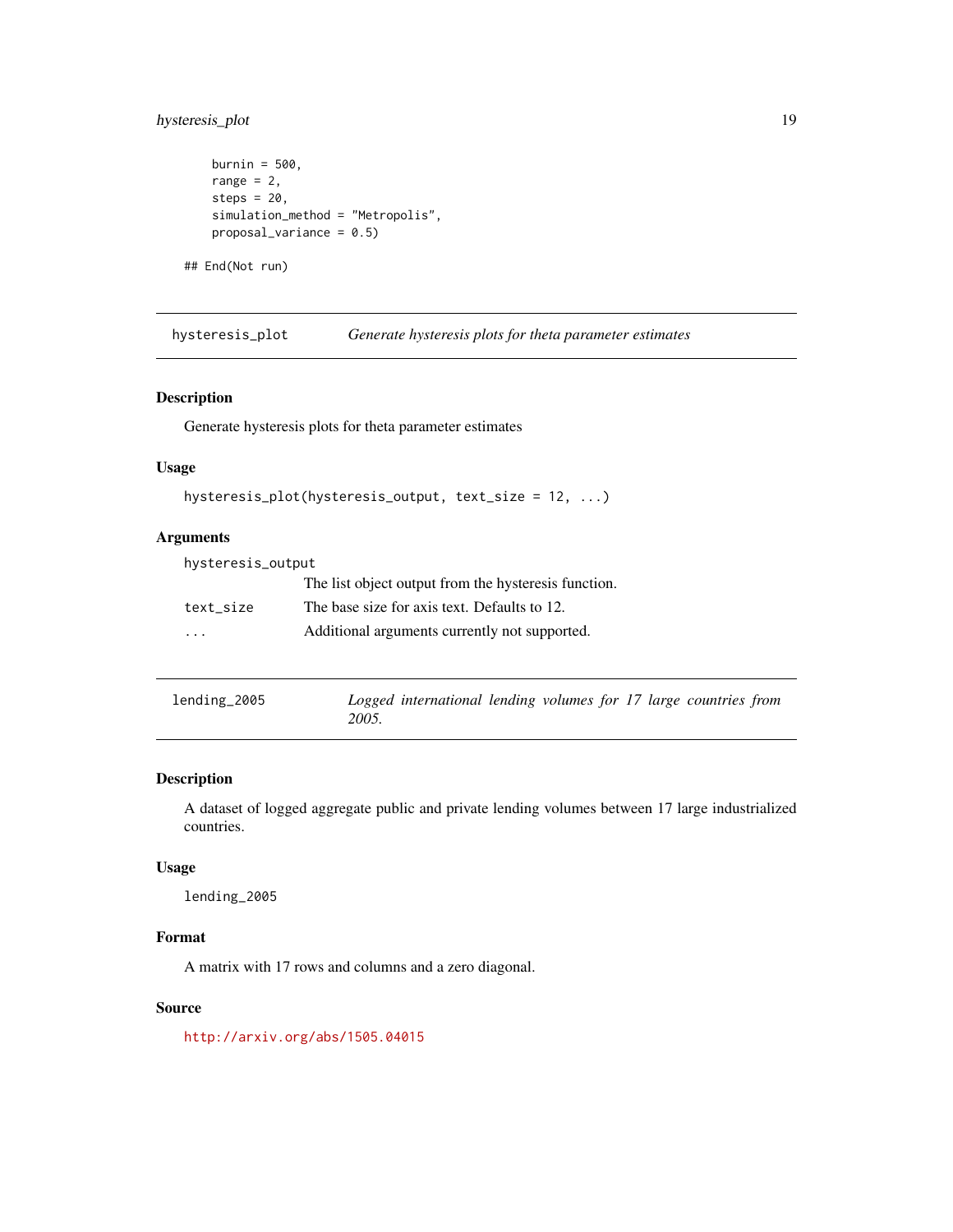```
    burnin = 500,
    range = 2,
    steps = 20,
    simulation_method = "Metropolis",
    proposal_variance = 0.5)

## End(Not run)
```

---

## hysteresis_plot — *Generate hysteresis plots for theta parameter estimates*

### Description

Generate hysteresis plots for theta parameter estimates

### Usage

```
hysteresis_plot(hysteresis_output, text_size = 12, ...)
```

### Arguments

| | |
|---|---|
| hysteresis_output | The list object output from the hysteresis function. |
| text_size | The base size for axis text. Defaults to 12. |
| ... | Additional arguments currently not supported. |

---

## lending_2005 — *Logged international lending volumes for 17 large countries from 2005.*

### Description

A dataset of logged aggregate public and private lending volumes between 17 large industrialized countries.

### Usage

```
lending_2005
```

### Format

A matrix with 17 rows and columns and a zero diagonal.

### Source

http://arxiv.org/abs/1505.04015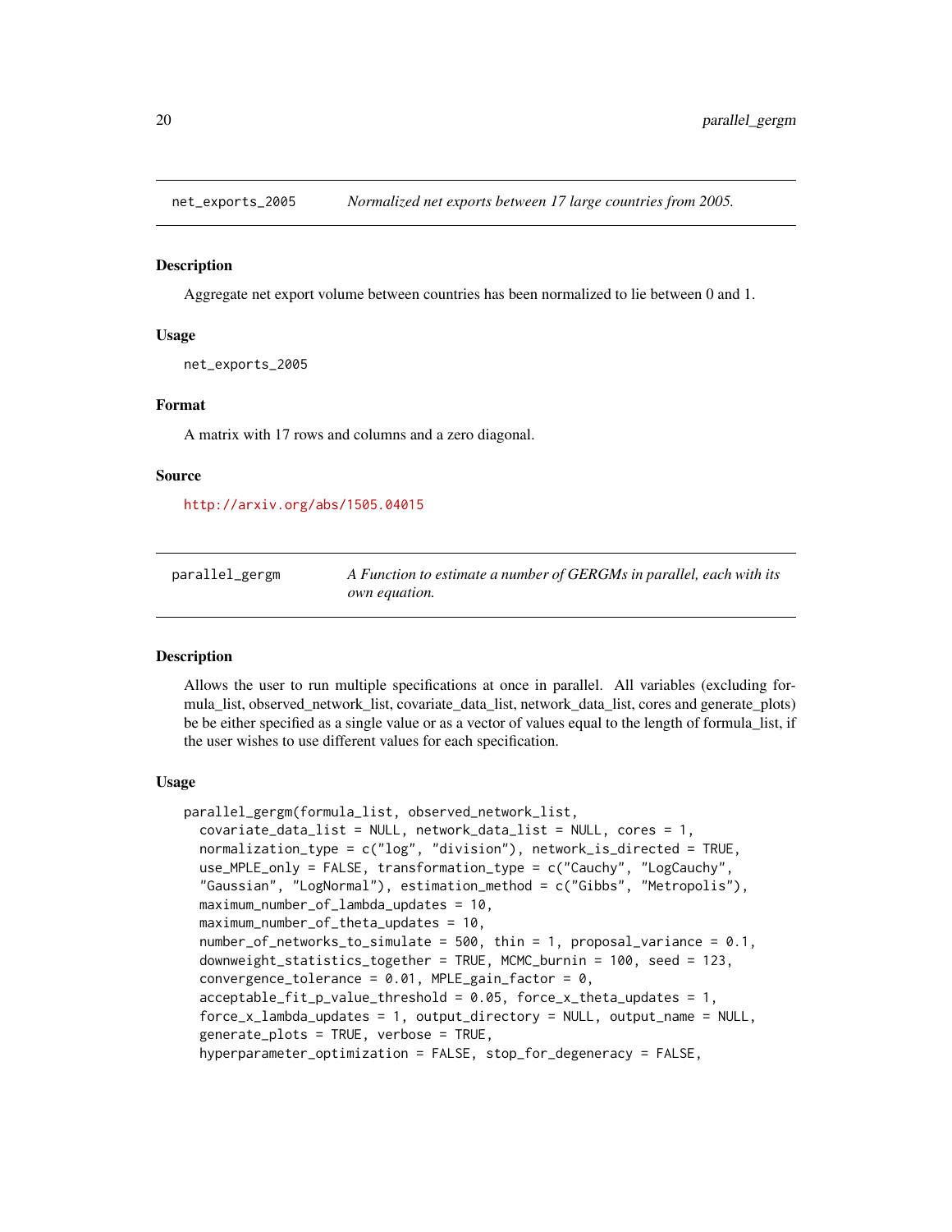## net_exports_2005 — *Normalized net exports between 17 large countries from 2005.*

### Description

Aggregate net export volume between countries has been normalized to lie between 0 and 1.

### Usage

```
net_exports_2005
```

### Format

A matrix with 17 rows and columns and a zero diagonal.

### Source

http://arxiv.org/abs/1505.04015

## parallel_gergm — *A Function to estimate a number of GERGMs in parallel, each with its own equation.*

### Description

Allows the user to run multiple specifications at once in parallel. All variables (excluding formula_list, observed_network_list, covariate_data_list, network_data_list, cores and generate_plots) be be either specified as a single value or as a vector of values equal to the length of formula_list, if the user wishes to use different values for each specification.

### Usage

```
parallel_gergm(formula_list, observed_network_list,
  covariate_data_list = NULL, network_data_list = NULL, cores = 1,
  normalization_type = c("log", "division"), network_is_directed = TRUE,
  use_MPLE_only = FALSE, transformation_type = c("Cauchy", "LogCauchy",
  "Gaussian", "LogNormal"), estimation_method = c("Gibbs", "Metropolis"),
  maximum_number_of_lambda_updates = 10,
  maximum_number_of_theta_updates = 10,
  number_of_networks_to_simulate = 500, thin = 1, proposal_variance = 0.1,
  downweight_statistics_together = TRUE, MCMC_burnin = 100, seed = 123,
  convergence_tolerance = 0.01, MPLE_gain_factor = 0,
  acceptable_fit_p_value_threshold = 0.05, force_x_theta_updates = 1,
  force_x_lambda_updates = 1, output_directory = NULL, output_name = NULL,
  generate_plots = TRUE, verbose = TRUE,
  hyperparameter_optimization = FALSE, stop_for_degeneracy = FALSE,
```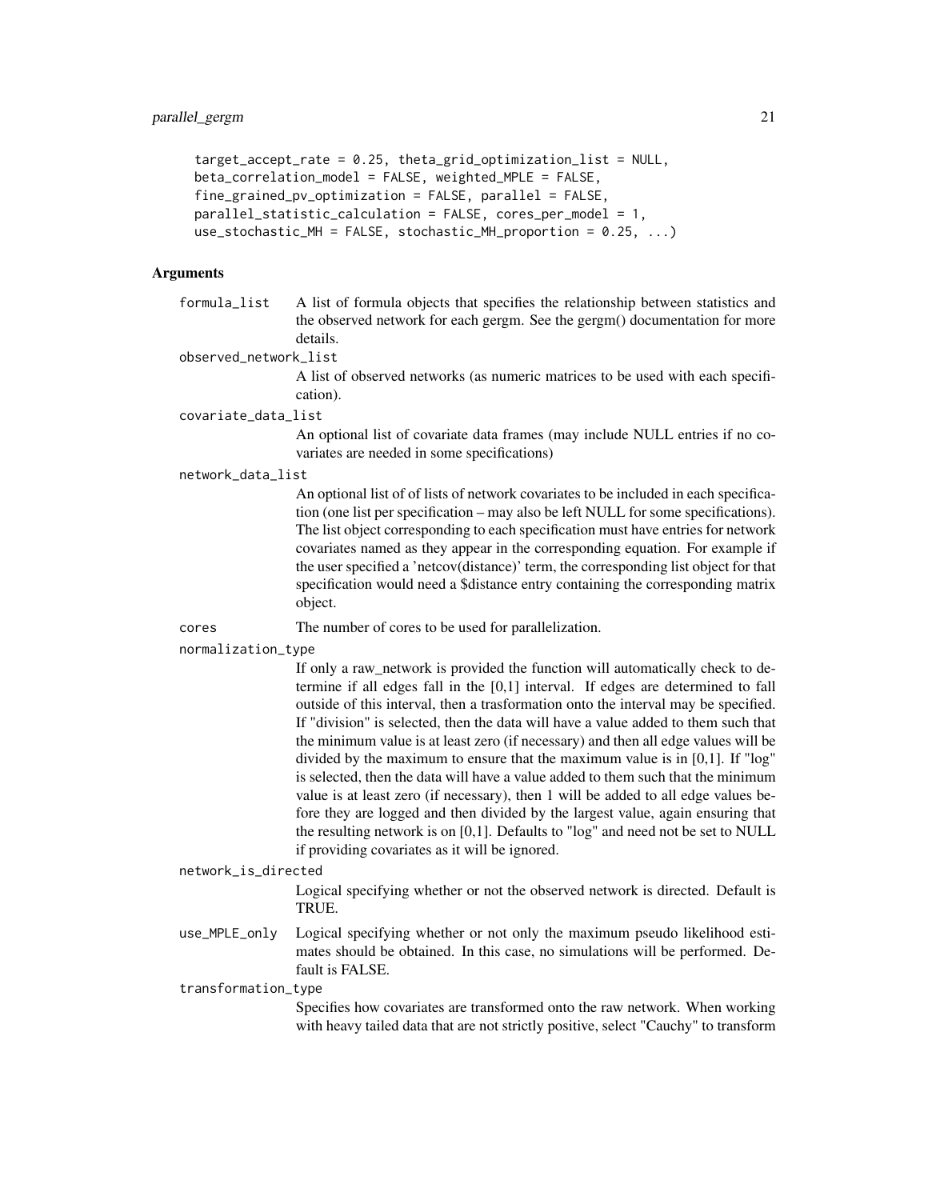```
  target_accept_rate = 0.25, theta_grid_optimization_list = NULL,
  beta_correlation_model = FALSE, weighted_MPLE = FALSE,
  fine_grained_pv_optimization = FALSE, parallel = FALSE,
  parallel_statistic_calculation = FALSE, cores_per_model = 1,
  use_stochastic_MH = FALSE, stochastic_MH_proportion = 0.25, ...)
```

## Arguments

`formula_list`
: A list of formula objects that specifies the relationship between statistics and the observed network for each gergm. See the gergm() documentation for more details.

`observed_network_list`
: A list of observed networks (as numeric matrices to be used with each specification).

`covariate_data_list`
: An optional list of covariate data frames (may include NULL entries if no covariates are needed in some specifications)

`network_data_list`
: An optional list of of lists of network covariates to be included in each specification (one list per specification – may also be left NULL for some specifications). The list object corresponding to each specification must have entries for network covariates named as they appear in the corresponding equation. For example if the user specified a 'netcov(distance)' term, the corresponding list object for that specification would need a $distance entry containing the corresponding matrix object.

`cores`
: The number of cores to be used for parallelization.

`normalization_type`
: If only a raw_network is provided the function will automatically check to determine if all edges fall in the [0,1] interval. If edges are determined to fall outside of this interval, then a trasformation onto the interval may be specified. If "division" is selected, then the data will have a value added to them such that the minimum value is at least zero (if necessary) and then all edge values will be divided by the maximum to ensure that the maximum value is in [0,1]. If "log" is selected, then the data will have a value added to them such that the minimum value is at least zero (if necessary), then 1 will be added to all edge values before they are logged and then divided by the largest value, again ensuring that the resulting network is on [0,1]. Defaults to "log" and need not be set to NULL if providing covariates as it will be ignored.

`network_is_directed`
: Logical specifying whether or not the observed network is directed. Default is TRUE.

`use_MPLE_only`
: Logical specifying whether or not only the maximum pseudo likelihood estimates should be obtained. In this case, no simulations will be performed. Default is FALSE.

`transformation_type`
: Specifies how covariates are transformed onto the raw network. When working with heavy tailed data that are not strictly positive, select "Cauchy" to transform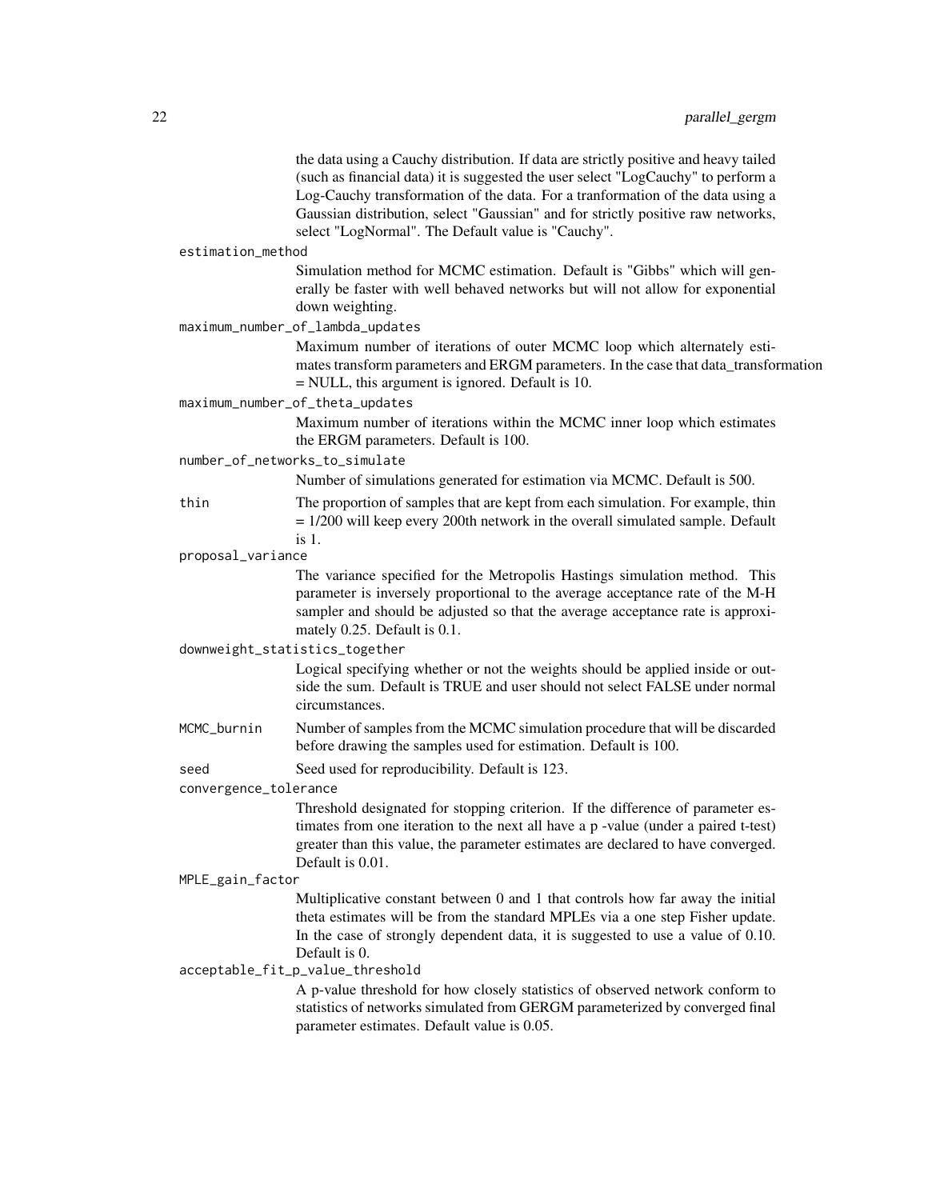the data using a Cauchy distribution. If data are strictly positive and heavy tailed (such as financial data) it is suggested the user select "LogCauchy" to perform a Log-Cauchy transformation of the data. For a tranformation of the data using a Gaussian distribution, select "Gaussian" and for strictly positive raw networks, select "LogNormal". The Default value is "Cauchy".

`estimation_method`
: Simulation method for MCMC estimation. Default is "Gibbs" which will generally be faster with well behaved networks but will not allow for exponential down weighting.

`maximum_number_of_lambda_updates`
: Maximum number of iterations of outer MCMC loop which alternately estimates transform parameters and ERGM parameters. In the case that data_transformation = NULL, this argument is ignored. Default is 10.

`maximum_number_of_theta_updates`
: Maximum number of iterations within the MCMC inner loop which estimates the ERGM parameters. Default is 100.

`number_of_networks_to_simulate`
: Number of simulations generated for estimation via MCMC. Default is 500.

`thin`
: The proportion of samples that are kept from each simulation. For example, thin = 1/200 will keep every 200th network in the overall simulated sample. Default is 1.

`proposal_variance`
: The variance specified for the Metropolis Hastings simulation method. This parameter is inversely proportional to the average acceptance rate of the M-H sampler and should be adjusted so that the average acceptance rate is approximately 0.25. Default is 0.1.

`downweight_statistics_together`
: Logical specifying whether or not the weights should be applied inside or outside the sum. Default is TRUE and user should not select FALSE under normal circumstances.

`MCMC_burnin`
: Number of samples from the MCMC simulation procedure that will be discarded before drawing the samples used for estimation. Default is 100.

`seed`
: Seed used for reproducibility. Default is 123.

`convergence_tolerance`
: Threshold designated for stopping criterion. If the difference of parameter estimates from one iteration to the next all have a p -value (under a paired t-test) greater than this value, the parameter estimates are declared to have converged. Default is 0.01.

`MPLE_gain_factor`
: Multiplicative constant between 0 and 1 that controls how far away the initial theta estimates will be from the standard MPLEs via a one step Fisher update. In the case of strongly dependent data, it is suggested to use a value of 0.10. Default is 0.

`acceptable_fit_p_value_threshold`
: A p-value threshold for how closely statistics of observed network conform to statistics of networks simulated from GERGM parameterized by converged final parameter estimates. Default value is 0.05.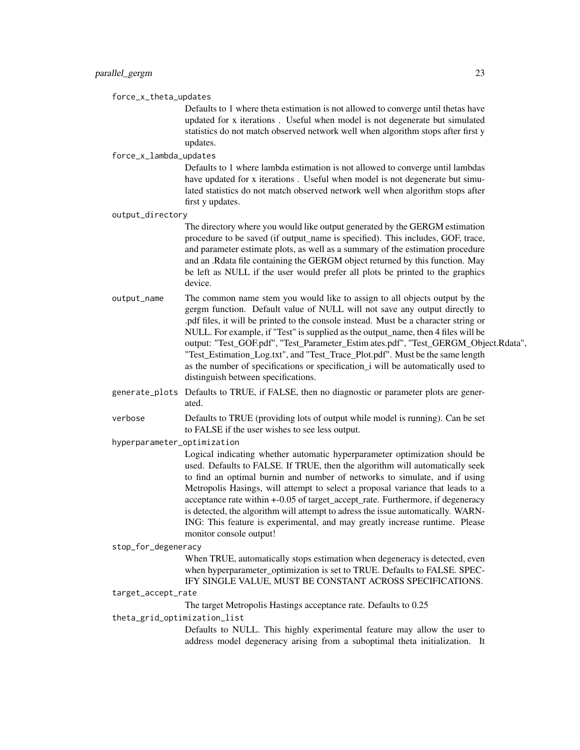`force_x_theta_updates`
: Defaults to 1 where theta estimation is not allowed to converge until thetas have updated for x iterations . Useful when model is not degenerate but simulated statistics do not match observed network well when algorithm stops after first y updates.

`force_x_lambda_updates`
: Defaults to 1 where lambda estimation is not allowed to converge until lambdas have updated for x iterations . Useful when model is not degenerate but simulated statistics do not match observed network well when algorithm stops after first y updates.

`output_directory`
: The directory where you would like output generated by the GERGM estimation procedure to be saved (if output_name is specified). This includes, GOF, trace, and parameter estimate plots, as well as a summary of the estimation procedure and an .Rdata file containing the GERGM object returned by this function. May be left as NULL if the user would prefer all plots be printed to the graphics device.

`output_name`
: The common name stem you would like to assign to all objects output by the gergm function. Default value of NULL will not save any output directly to .pdf files, it will be printed to the console instead. Must be a character string or NULL. For example, if "Test" is supplied as the output_name, then 4 files will be output: "Test_GOF.pdf", "Test_Parameter_Estim ates.pdf", "Test_GERGM_Object.Rdata", "Test_Estimation_Log.txt", and "Test_Trace_Plot.pdf". Must be the same length as the number of specifications or specification_i will be automatically used to distinguish between specifications.

`generate_plots`
: Defaults to TRUE, if FALSE, then no diagnostic or parameter plots are generated.

`verbose`
: Defaults to TRUE (providing lots of output while model is running). Can be set to FALSE if the user wishes to see less output.

`hyperparameter_optimization`
: Logical indicating whether automatic hyperparameter optimization should be used. Defaults to FALSE. If TRUE, then the algorithm will automatically seek to find an optimal burnin and number of networks to simulate, and if using Metropolis Hasings, will attempt to select a proposal variance that leads to a acceptance rate within +-0.05 of target_accept_rate. Furthermore, if degeneracy is detected, the algorithm will attempt to adress the issue automatically. WARNING: This feature is experimental, and may greatly increase runtime. Please monitor console output!

`stop_for_degeneracy`
: When TRUE, automatically stops estimation when degeneracy is detected, even when hyperparameter_optimization is set to TRUE. Defaults to FALSE. SPECIFY SINGLE VALUE, MUST BE CONSTANT ACROSS SPECIFICATIONS.

`target_accept_rate`
: The target Metropolis Hastings acceptance rate. Defaults to 0.25

`theta_grid_optimization_list`
: Defaults to NULL. This highly experimental feature may allow the user to address model degeneracy arising from a suboptimal theta initialization. It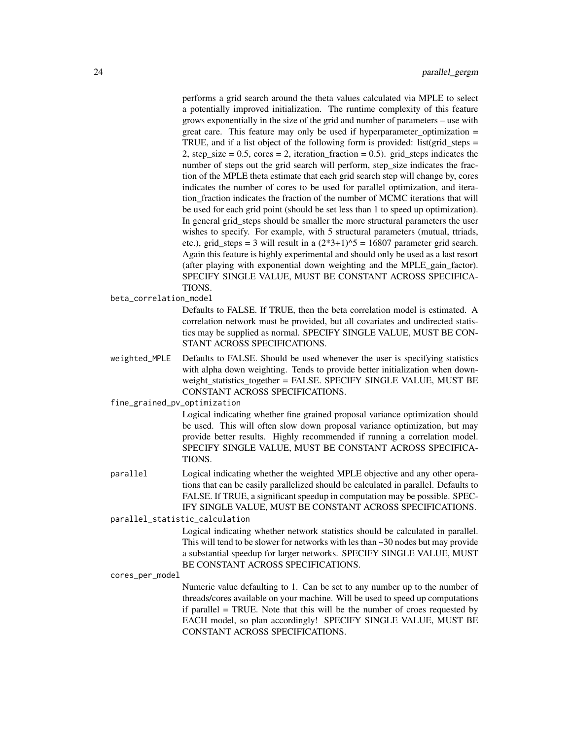performs a grid search around the theta values calculated via MPLE to select a potentially improved initialization. The runtime complexity of this feature grows exponentially in the size of the grid and number of parameters – use with great care. This feature may only be used if hyperparameter_optimization = TRUE, and if a list object of the following form is provided: list(grid_steps = 2, step_size = 0.5, cores = 2, iteration_fraction = 0.5). grid_steps indicates the number of steps out the grid search will perform, step_size indicates the fraction of the MPLE theta estimate that each grid search step will change by, cores indicates the number of cores to be used for parallel optimization, and iteration_fraction indicates the fraction of the number of MCMC iterations that will be used for each grid point (should be set less than 1 to speed up optimization). In general grid_steps should be smaller the more structural parameters the user wishes to specify. For example, with 5 structural parameters (mutual, ttriads, etc.), grid_steps = 3 will result in a (2*3+1)^5 = 16807 parameter grid search. Again this feature is highly experimental and should only be used as a last resort (after playing with exponential down weighting and the MPLE_gain_factor). SPECIFY SINGLE VALUE, MUST BE CONSTANT ACROSS SPECIFICATIONS.

`beta_correlation_model`
: Defaults to FALSE. If TRUE, then the beta correlation model is estimated. A correlation network must be provided, but all covariates and undirected statistics may be supplied as normal. SPECIFY SINGLE VALUE, MUST BE CONSTANT ACROSS SPECIFICATIONS.

`weighted_MPLE`
: Defaults to FALSE. Should be used whenever the user is specifying statistics with alpha down weighting. Tends to provide better initialization when down-weight_statistics_together = FALSE. SPECIFY SINGLE VALUE, MUST BE CONSTANT ACROSS SPECIFICATIONS.

`fine_grained_pv_optimization`
: Logical indicating whether fine grained proposal variance optimization should be used. This will often slow down proposal variance optimization, but may provide better results. Highly recommended if running a correlation model. SPECIFY SINGLE VALUE, MUST BE CONSTANT ACROSS SPECIFICATIONS.

`parallel`
: Logical indicating whether the weighted MPLE objective and any other operations that can be easily parallelized should be calculated in parallel. Defaults to FALSE. If TRUE, a significant speedup in computation may be possible. SPECIFY SINGLE VALUE, MUST BE CONSTANT ACROSS SPECIFICATIONS.

`parallel_statistic_calculation`
: Logical indicating whether network statistics should be calculated in parallel. This will tend to be slower for networks with les than ~30 nodes but may provide a substantial speedup for larger networks. SPECIFY SINGLE VALUE, MUST BE CONSTANT ACROSS SPECIFICATIONS.

`cores_per_model`
: Numeric value defaulting to 1. Can be set to any number up to the number of threads/cores available on your machine. Will be used to speed up computations if parallel = TRUE. Note that this will be the number of croes requested by EACH model, so plan accordingly! SPECIFY SINGLE VALUE, MUST BE CONSTANT ACROSS SPECIFICATIONS.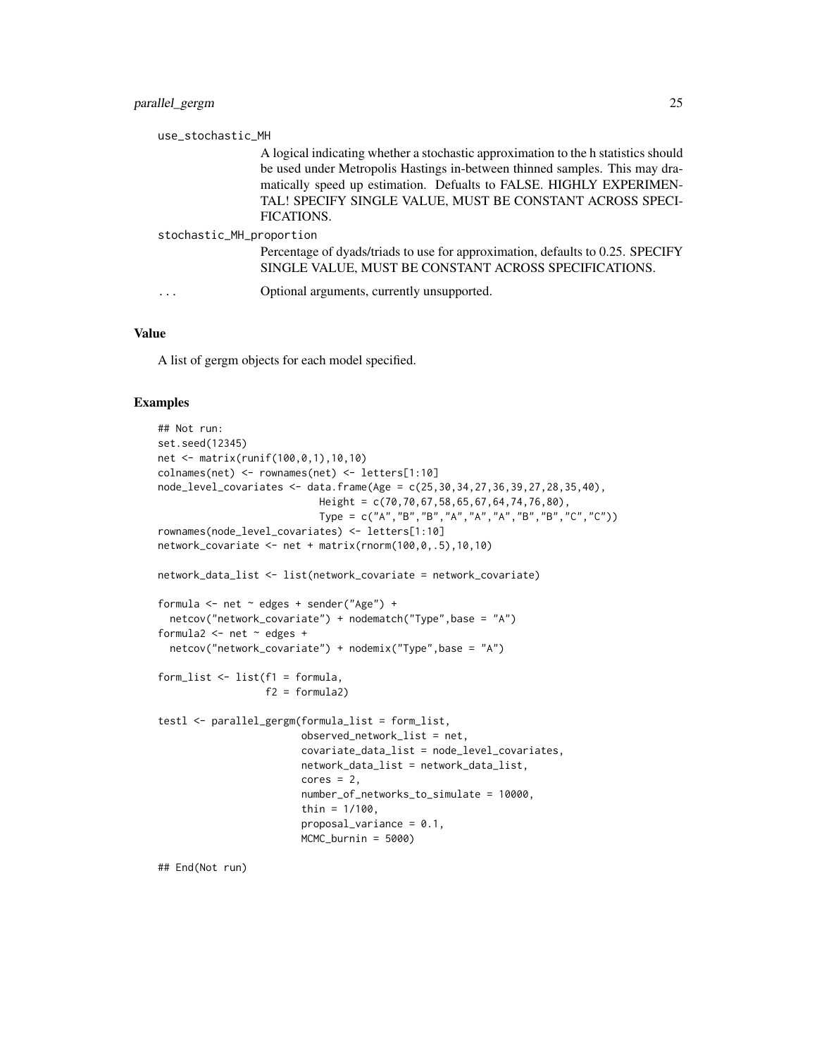use_stochastic_MH

A logical indicating whether a stochastic approximation to the h statistics should be used under Metropolis Hastings in-between thinned samples. This may dramatically speed up estimation. Defualts to FALSE. HIGHLY EXPERIMENTAL! SPECIFY SINGLE VALUE, MUST BE CONSTANT ACROSS SPECIFICATIONS.

stochastic_MH_proportion

Percentage of dyads/triads to use for approximation, defaults to 0.25. SPECIFY SINGLE VALUE, MUST BE CONSTANT ACROSS SPECIFICATIONS.

... Optional arguments, currently unsupported.

## Value

A list of gergm objects for each model specified.

## Examples

```
## Not run:
set.seed(12345)
net <- matrix(runif(100,0,1),10,10)
colnames(net) <- rownames(net) <- letters[1:10]
node_level_covariates <- data.frame(Age = c(25,30,34,27,36,39,27,28,35,40),
                           Height = c(70,70,67,58,65,67,64,74,76,80),
                           Type = c("A","B","B","A","A","A","B","B","C","C"))
rownames(node_level_covariates) <- letters[1:10]
network_covariate <- net + matrix(rnorm(100,0,.5),10,10)

network_data_list <- list(network_covariate = network_covariate)

formula <- net ~ edges + sender("Age") +
  netcov("network_covariate") + nodematch("Type",base = "A")
formula2 <- net ~ edges +
  netcov("network_covariate") + nodemix("Type",base = "A")

form_list <- list(f1 = formula,
                  f2 = formula2)

testl <- parallel_gergm(formula_list = form_list,
                        observed_network_list = net,
                        covariate_data_list = node_level_covariates,
                        network_data_list = network_data_list,
                        cores = 2,
                        number_of_networks_to_simulate = 10000,
                        thin = 1/100,
                        proposal_variance = 0.1,
                        MCMC_burnin = 5000)

## End(Not run)
```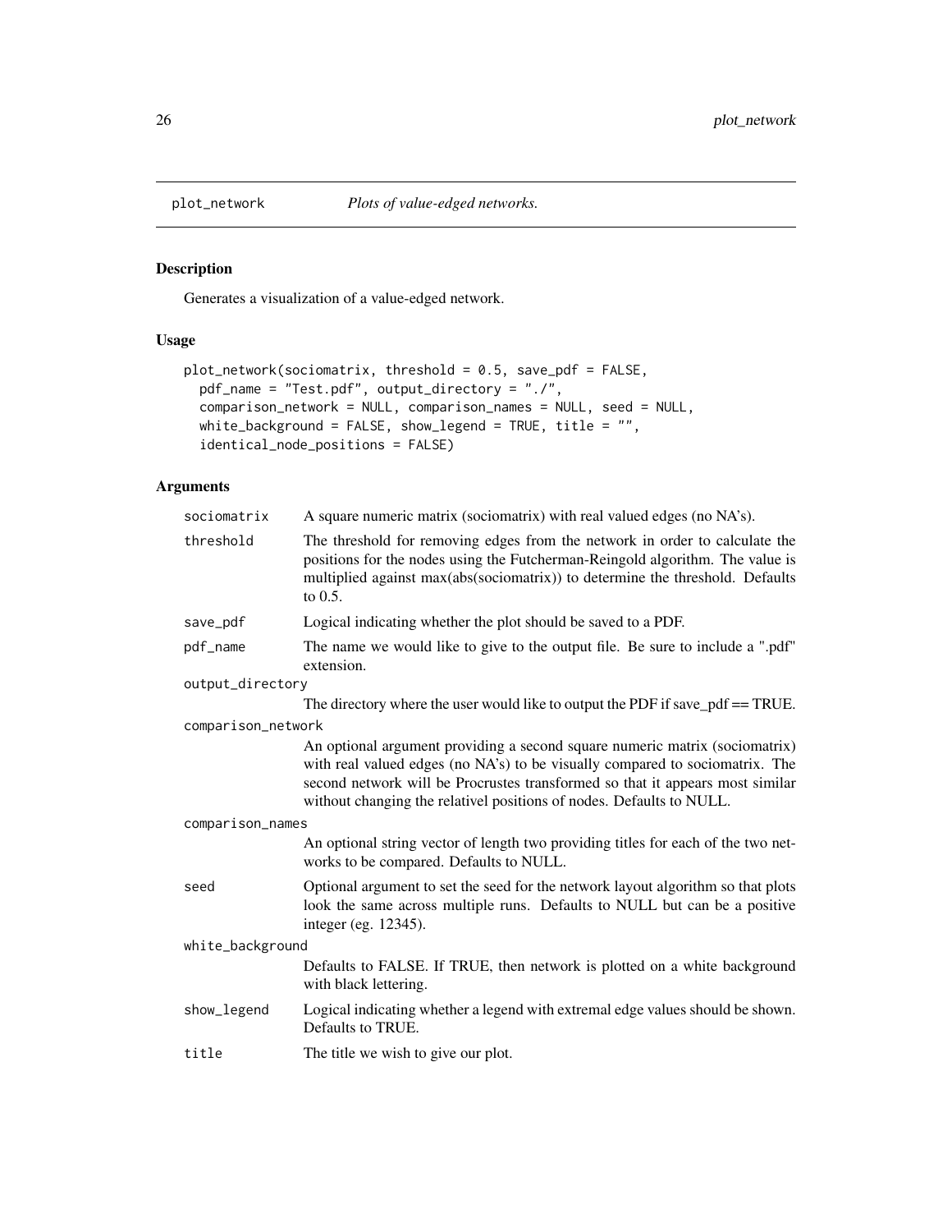# plot_network *Plots of value-edged networks.*

## Description

Generates a visualization of a value-edged network.

## Usage

```
plot_network(sociomatrix, threshold = 0.5, save_pdf = FALSE,
  pdf_name = "Test.pdf", output_directory = "./",
  comparison_network = NULL, comparison_names = NULL, seed = NULL,
  white_background = FALSE, show_legend = TRUE, title = "",
  identical_node_positions = FALSE)
```

## Arguments

| Argument | Description |
|---|---|
| sociomatrix | A square numeric matrix (sociomatrix) with real valued edges (no NA's). |
| threshold | The threshold for removing edges from the network in order to calculate the positions for the nodes using the Futcherman-Reingold algorithm. The value is multiplied against max(abs(sociomatrix)) to determine the threshold. Defaults to 0.5. |
| save_pdf | Logical indicating whether the plot should be saved to a PDF. |
| pdf_name | The name we would like to give to the output file. Be sure to include a ".pdf" extension. |
| output_directory | The directory where the user would like to output the PDF if save_pdf == TRUE. |
| comparison_network | An optional argument providing a second square numeric matrix (sociomatrix) with real valued edges (no NA's) to be visually compared to sociomatrix. The second network will be Procrustes transformed so that it appears most similar without changing the relativel positions of nodes. Defaults to NULL. |
| comparison_names | An optional string vector of length two providing titles for each of the two networks to be compared. Defaults to NULL. |
| seed | Optional argument to set the seed for the network layout algorithm so that plots look the same across multiple runs. Defaults to NULL but can be a positive integer (eg. 12345). |
| white_background | Defaults to FALSE. If TRUE, then network is plotted on a white background with black lettering. |
| show_legend | Logical indicating whether a legend with extremal edge values should be shown. Defaults to TRUE. |
| title | The title we wish to give our plot. |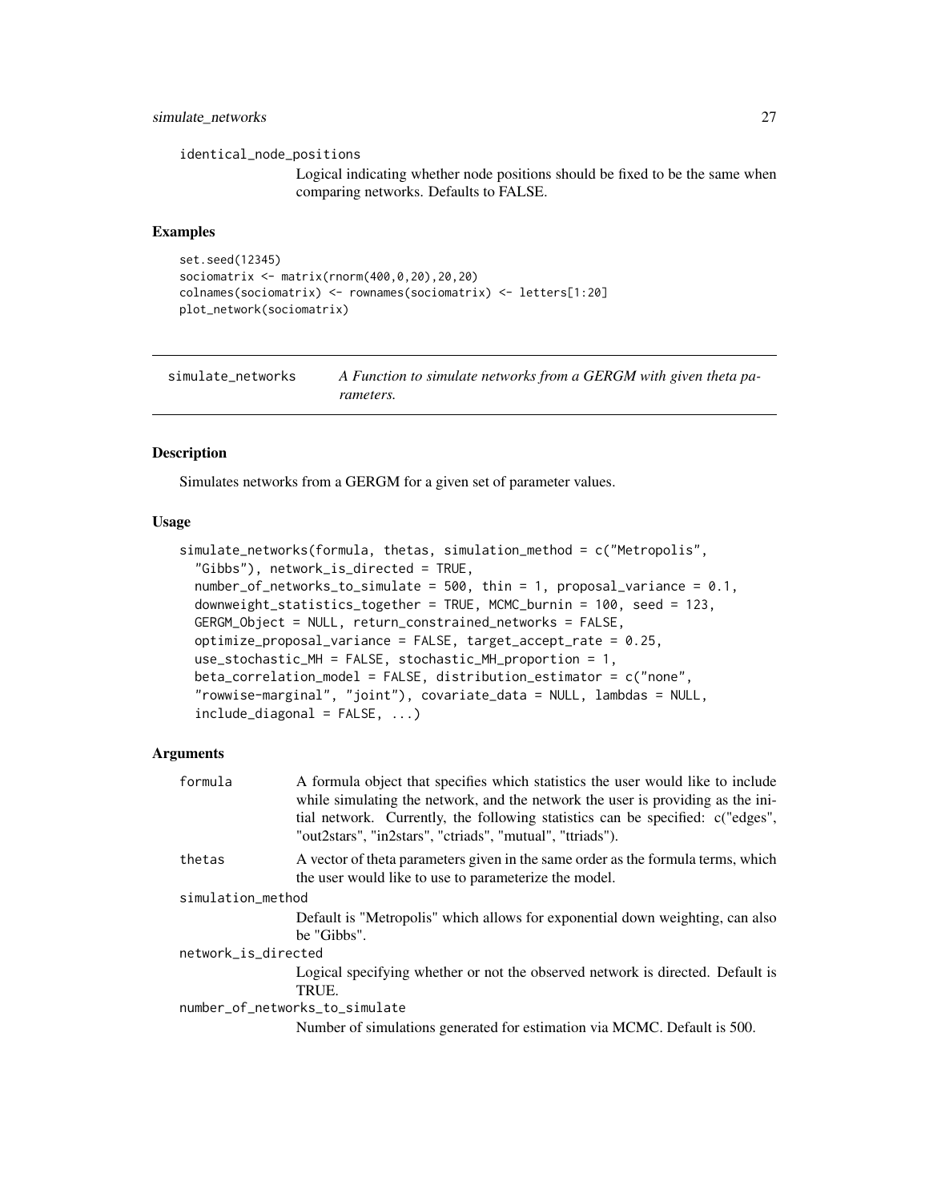identical_node_positions

Logical indicating whether node positions should be fixed to be the same when comparing networks. Defaults to FALSE.

### Examples

```
set.seed(12345)
sociomatrix <- matrix(rnorm(400,0,20),20,20)
colnames(sociomatrix) <- rownames(sociomatrix) <- letters[1:20]
plot_network(sociomatrix)
```

---

## simulate_networks *A Function to simulate networks from a GERGM with given theta parameters.*

---

### Description

Simulates networks from a GERGM for a given set of parameter values.

### Usage

```
simulate_networks(formula, thetas, simulation_method = c("Metropolis",
  "Gibbs"), network_is_directed = TRUE,
  number_of_networks_to_simulate = 500, thin = 1, proposal_variance = 0.1,
  downweight_statistics_together = TRUE, MCMC_burnin = 100, seed = 123,
  GERGM_Object = NULL, return_constrained_networks = FALSE,
  optimize_proposal_variance = FALSE, target_accept_rate = 0.25,
  use_stochastic_MH = FALSE, stochastic_MH_proportion = 1,
  beta_correlation_model = FALSE, distribution_estimator = c("none",
  "rowwise-marginal", "joint"), covariate_data = NULL, lambdas = NULL,
  include_diagonal = FALSE, ...)
```

### Arguments

formula
: A formula object that specifies which statistics the user would like to include while simulating the network, and the network the user is providing as the initial network. Currently, the following statistics can be specified: c("edges", "out2stars", "in2stars", "ctriads", "mutual", "ttriads").

thetas
: A vector of theta parameters given in the same order as the formula terms, which the user would like to use to parameterize the model.

simulation_method
: Default is "Metropolis" which allows for exponential down weighting, can also be "Gibbs".

network_is_directed
: Logical specifying whether or not the observed network is directed. Default is TRUE.

number_of_networks_to_simulate
: Number of simulations generated for estimation via MCMC. Default is 500.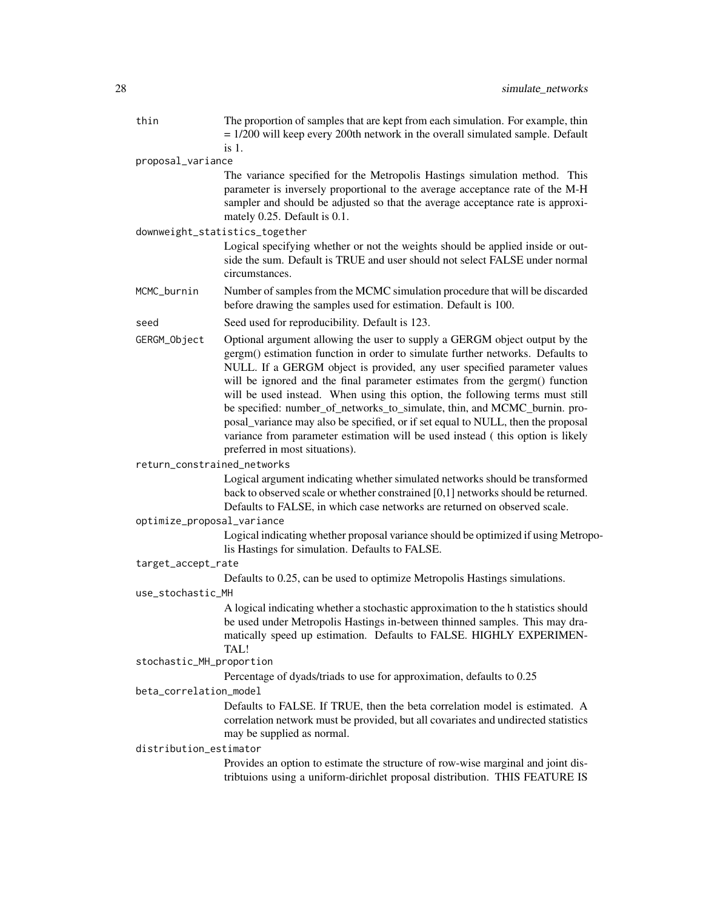thin
: The proportion of samples that are kept from each simulation. For example, thin = 1/200 will keep every 200th network in the overall simulated sample. Default is 1.

proposal_variance
: The variance specified for the Metropolis Hastings simulation method. This parameter is inversely proportional to the average acceptance rate of the M-H sampler and should be adjusted so that the average acceptance rate is approximately 0.25. Default is 0.1.

downweight_statistics_together
: Logical specifying whether or not the weights should be applied inside or outside the sum. Default is TRUE and user should not select FALSE under normal circumstances.

MCMC_burnin
: Number of samples from the MCMC simulation procedure that will be discarded before drawing the samples used for estimation. Default is 100.

seed
: Seed used for reproducibility. Default is 123.

GERGM_Object
: Optional argument allowing the user to supply a GERGM object output by the gergm() estimation function in order to simulate further networks. Defaults to NULL. If a GERGM object is provided, any user specified parameter values will be ignored and the final parameter estimates from the gergm() function will be used instead. When using this option, the following terms must still be specified: number_of_networks_to_simulate, thin, and MCMC_burnin. proposal_variance may also be specified, or if set equal to NULL, then the proposal variance from parameter estimation will be used instead ( this option is likely preferred in most situations).

return_constrained_networks
: Logical argument indicating whether simulated networks should be transformed back to observed scale or whether constrained [0,1] networks should be returned. Defaults to FALSE, in which case networks are returned on observed scale.

optimize_proposal_variance
: Logical indicating whether proposal variance should be optimized if using Metropolis Hastings for simulation. Defaults to FALSE.

target_accept_rate
: Defaults to 0.25, can be used to optimize Metropolis Hastings simulations.

use_stochastic_MH
: A logical indicating whether a stochastic approximation to the h statistics should be used under Metropolis Hastings in-between thinned samples. This may dramatically speed up estimation. Defaults to FALSE. HIGHLY EXPERIMENTAL!

stochastic_MH_proportion
: Percentage of dyads/triads to use for approximation, defaults to 0.25

beta_correlation_model
: Defaults to FALSE. If TRUE, then the beta correlation model is estimated. A correlation network must be provided, but all covariates and undirected statistics may be supplied as normal.

distribution_estimator
: Provides an option to estimate the structure of row-wise marginal and joint distribtuions using a uniform-dirichlet proposal distribution. THIS FEATURE IS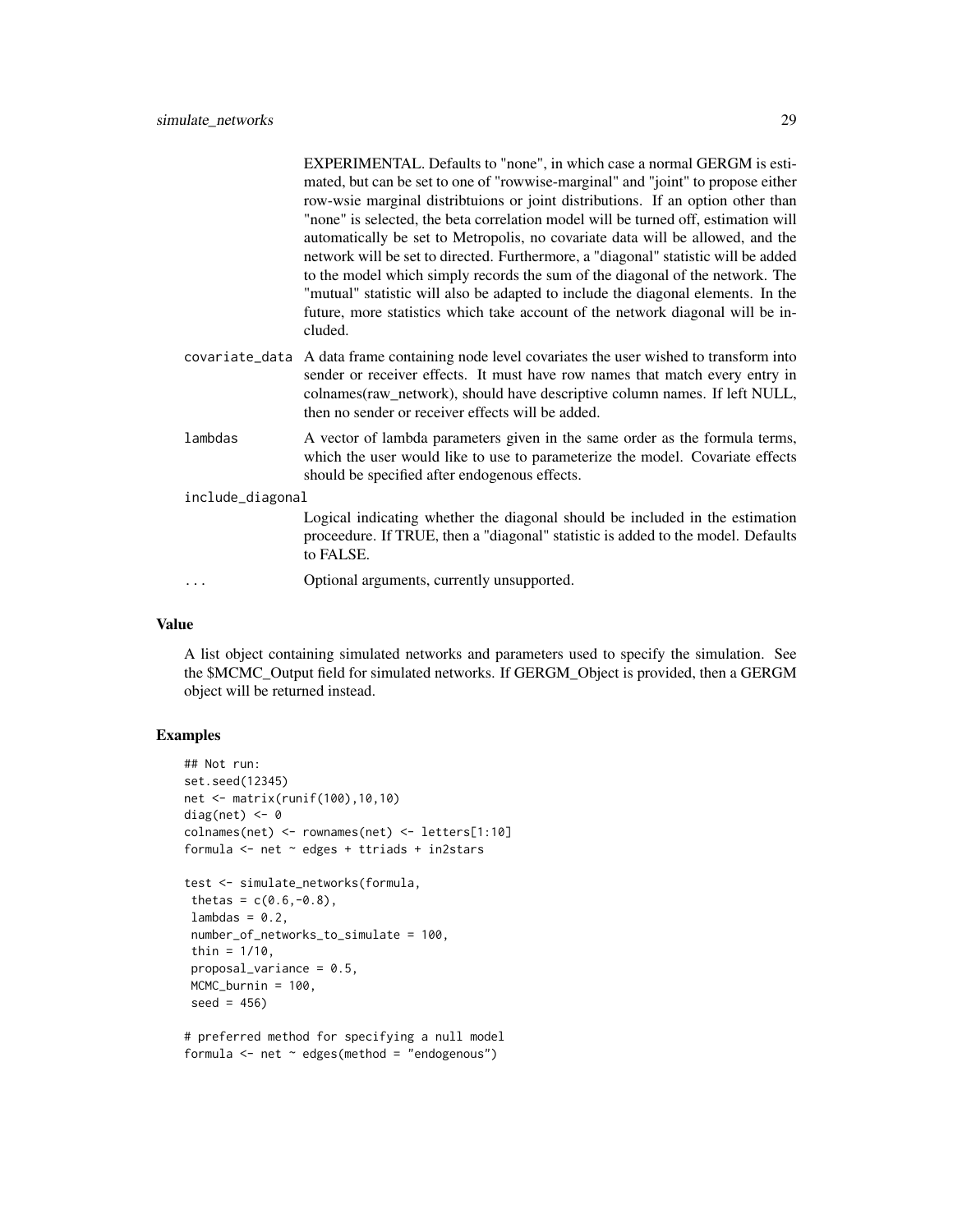EXPERIMENTAL. Defaults to "none", in which case a normal GERGM is estimated, but can be set to one of "rowwise-marginal" and "joint" to propose either row-wsie marginal distribtuions or joint distributions. If an option other than "none" is selected, the beta correlation model will be turned off, estimation will automatically be set to Metropolis, no covariate data will be allowed, and the network will be set to directed. Furthermore, a "diagonal" statistic will be added to the model which simply records the sum of the diagonal of the network. The "mutual" statistic will also be adapted to include the diagonal elements. In the future, more statistics which take account of the network diagonal will be included.

`covariate_data` A data frame containing node level covariates the user wished to transform into sender or receiver effects. It must have row names that match every entry in colnames(raw_network), should have descriptive column names. If left NULL, then no sender or receiver effects will be added.

`lambdas` A vector of lambda parameters given in the same order as the formula terms, which the user would like to use to parameterize the model. Covariate effects should be specified after endogenous effects.

`include_diagonal`
Logical indicating whether the diagonal should be included in the estimation proceedure. If TRUE, then a "diagonal" statistic is added to the model. Defaults to FALSE.

`...` Optional arguments, currently unsupported.

## Value

A list object containing simulated networks and parameters used to specify the simulation. See the $MCMC_Output field for simulated networks. If GERGM_Object is provided, then a GERGM object will be returned instead.

## Examples

```
## Not run:
set.seed(12345)
net <- matrix(runif(100),10,10)
diag(net) <- 0
colnames(net) <- rownames(net) <- letters[1:10]
formula <- net ~ edges + ttriads + in2stars

test <- simulate_networks(formula,
 thetas = c(0.6,-0.8),
 lambdas = 0.2,
 number_of_networks_to_simulate = 100,
 thin = 1/10,
 proposal_variance = 0.5,
 MCMC_burnin = 100,
 seed = 456)

# preferred method for specifying a null model
formula <- net ~ edges(method = "endogenous")
```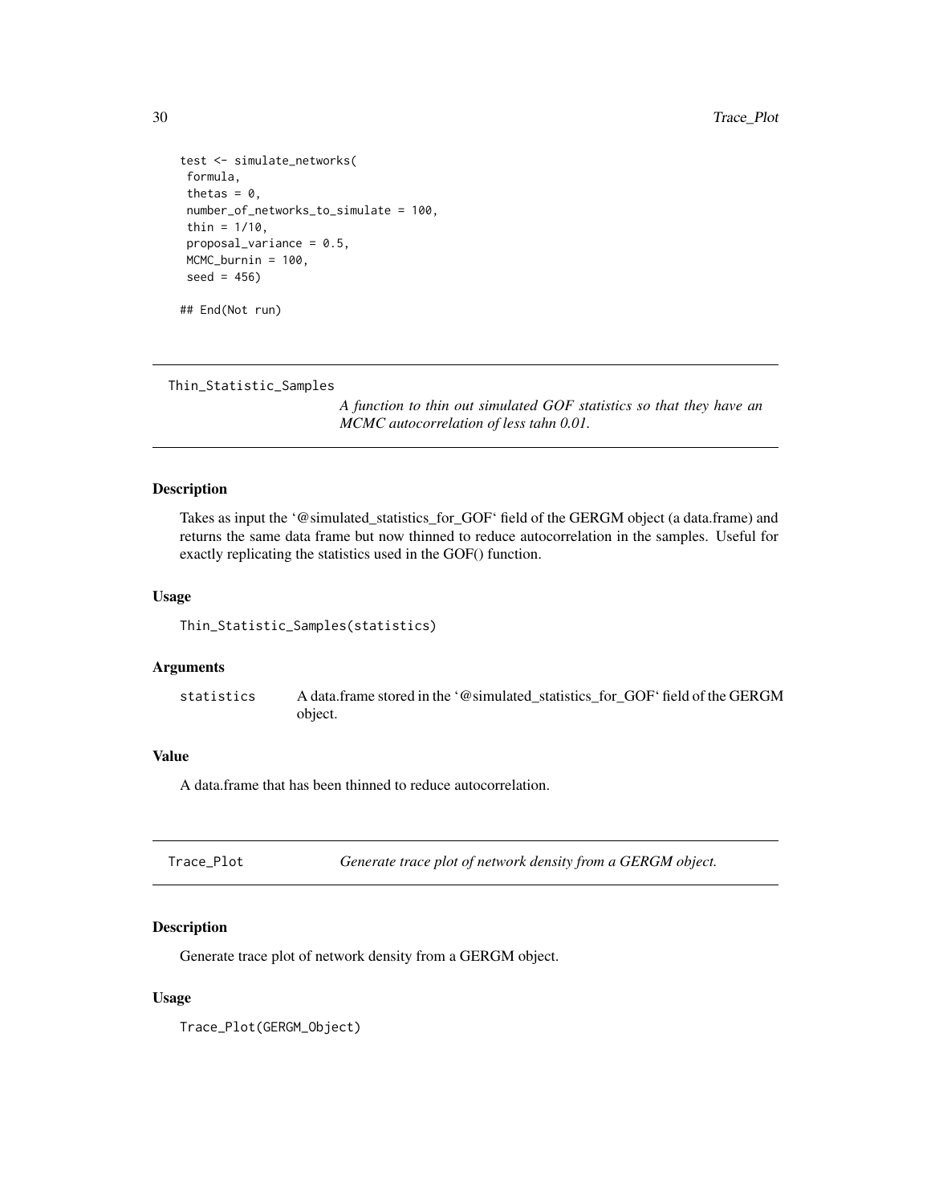```
test <- simulate_networks(
 formula,
 thetas = 0,
 number_of_networks_to_simulate = 100,
 thin = 1/10,
 proposal_variance = 0.5,
 MCMC_burnin = 100,
 seed = 456)

## End(Not run)
```

---

## Thin_Statistic_Samples

*A function to thin out simulated GOF statistics so that they have an MCMC autocorrelation of less tahn 0.01.*

---

### Description

Takes as input the '@simulated_statistics_for_GOF' field of the GERGM object (a data.frame) and returns the same data frame but now thinned to reduce autocorrelation in the samples. Useful for exactly replicating the statistics used in the GOF() function.

### Usage

```
Thin_Statistic_Samples(statistics)
```

### Arguments

| | |
|---|---|
| `statistics` | A data.frame stored in the '@simulated_statistics_for_GOF' field of the GERGM object. |

### Value

A data.frame that has been thinned to reduce autocorrelation.

---

## Trace_Plot

*Generate trace plot of network density from a GERGM object.*

---

### Description

Generate trace plot of network density from a GERGM object.

### Usage

```
Trace_Plot(GERGM_Object)
```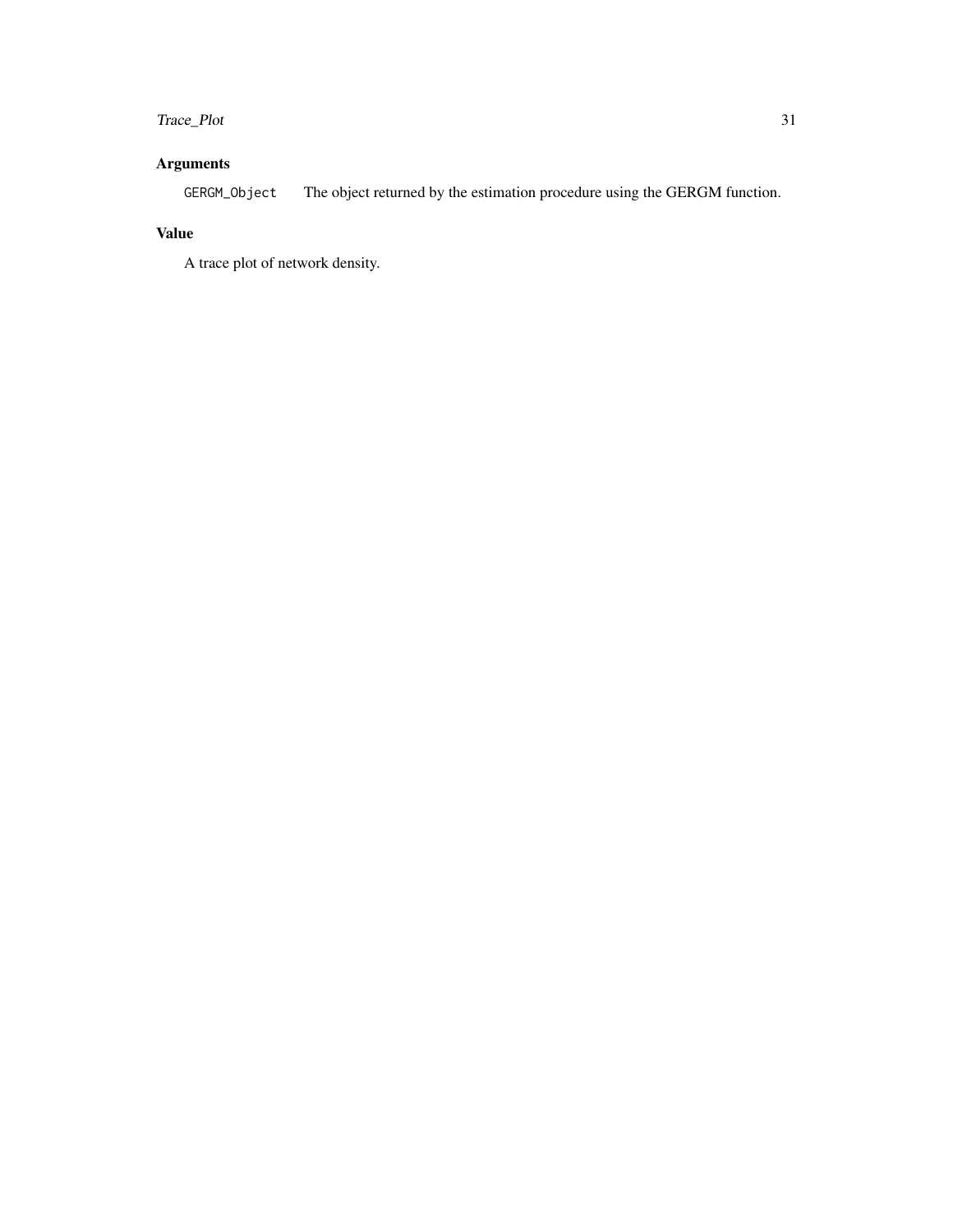## Arguments

`GERGM_Object` The object returned by the estimation procedure using the GERGM function.

## Value

A trace plot of network density.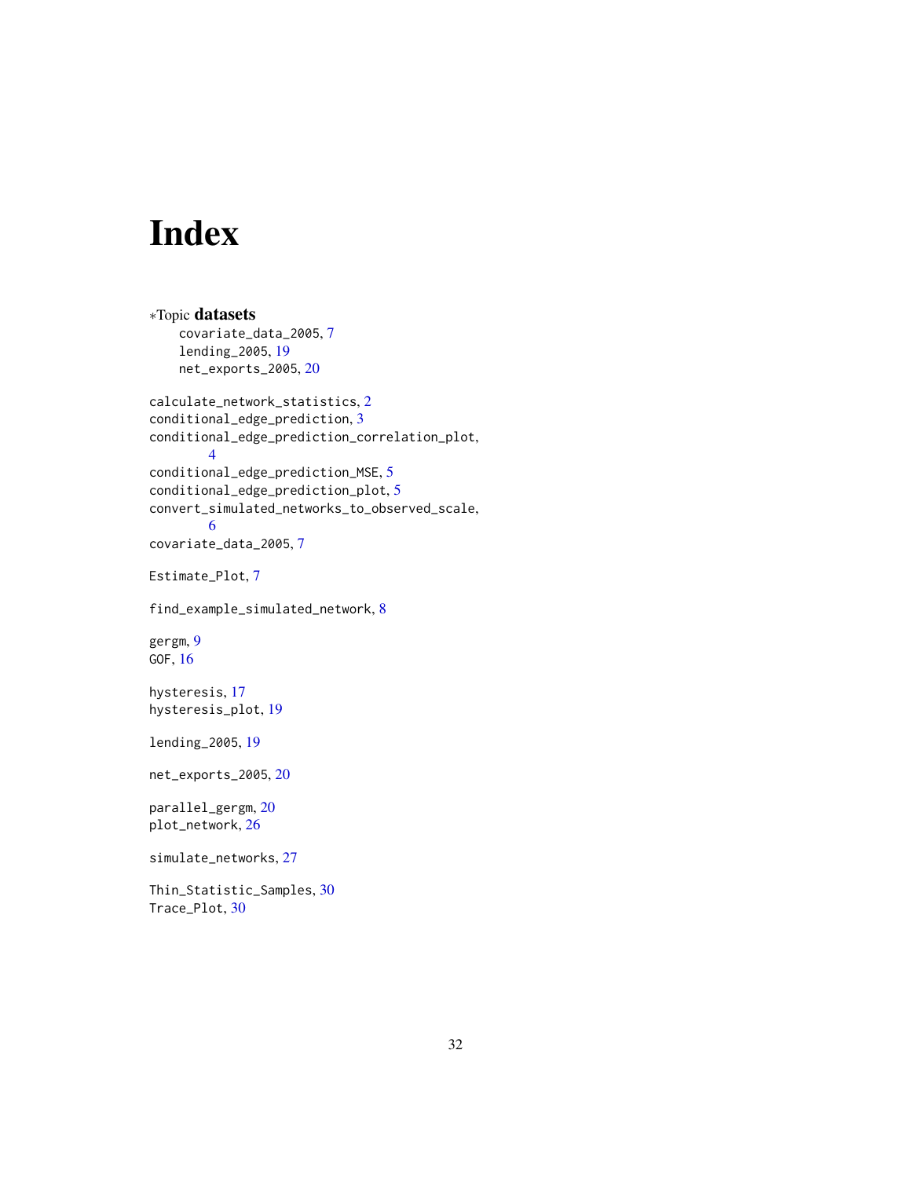# Index

*Topic **datasets**
    covariate_data_2005, 7
    lending_2005, 19
    net_exports_2005, 20

calculate_network_statistics, 2
conditional_edge_prediction, 3
conditional_edge_prediction_correlation_plot, 4
conditional_edge_prediction_MSE, 5
conditional_edge_prediction_plot, 5
convert_simulated_networks_to_observed_scale, 6
covariate_data_2005, 7

Estimate_Plot, 7

find_example_simulated_network, 8

gergm, 9
GOF, 16

hysteresis, 17
hysteresis_plot, 19

lending_2005, 19

net_exports_2005, 20

parallel_gergm, 20
plot_network, 26

simulate_networks, 27

Thin_Statistic_Samples, 30
Trace_Plot, 30